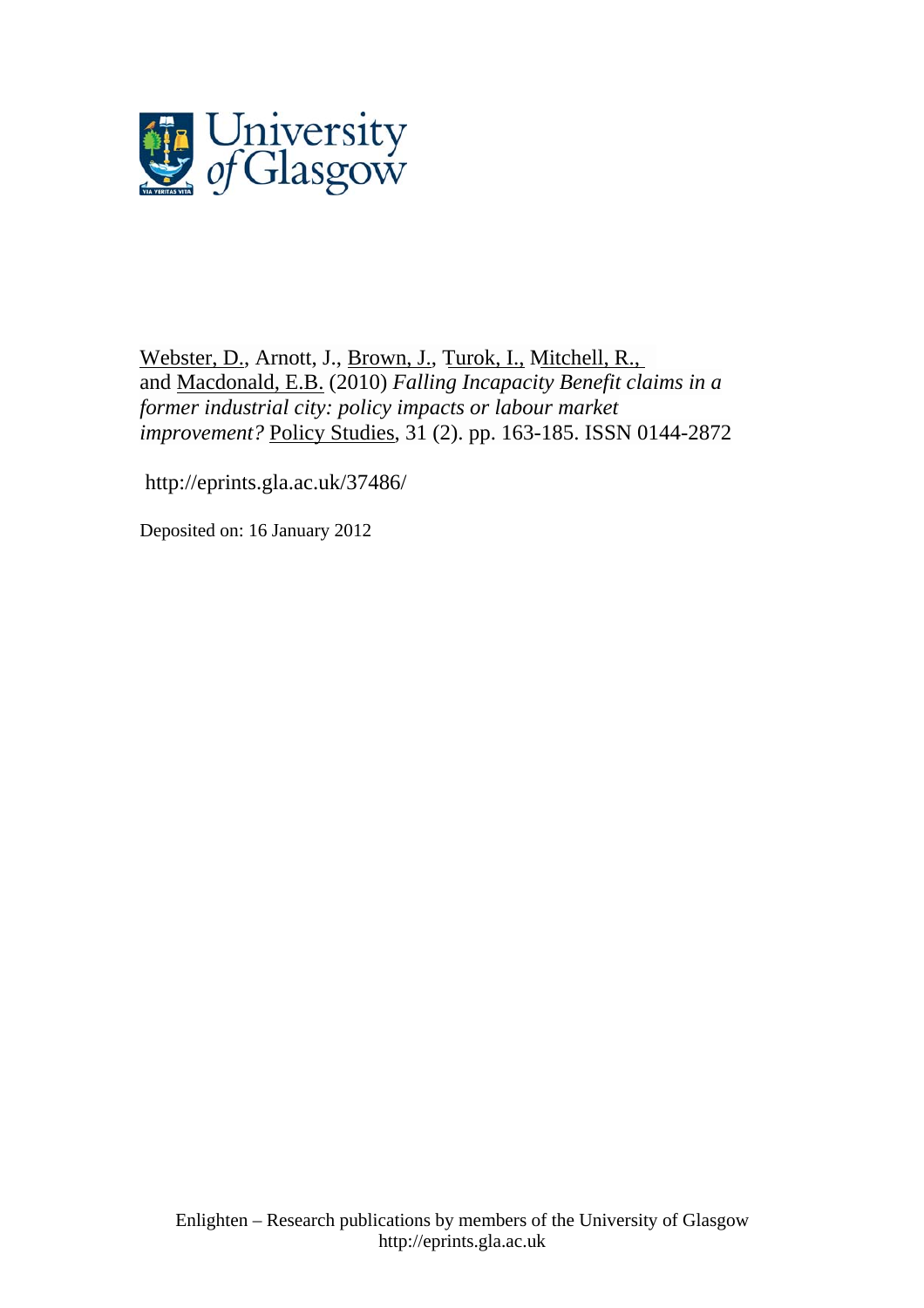Webster, D., Arnott, J., Brown, J., Turok, I., Mitchell, R., and Macdonald, E.B. (2010) *Falling Incapacity Benefit claims in a former industrial city: policy impacts or labour market improvement?* Policy Studies, 31 (2). pp. 163-185. ISSN 0144-2872

http://eprints.gla.ac.uk/37486/

Deposited on: 16 January 2012

Enlighten – Research publications by members of the University of Glasgow
http://eprints.gla.ac.uk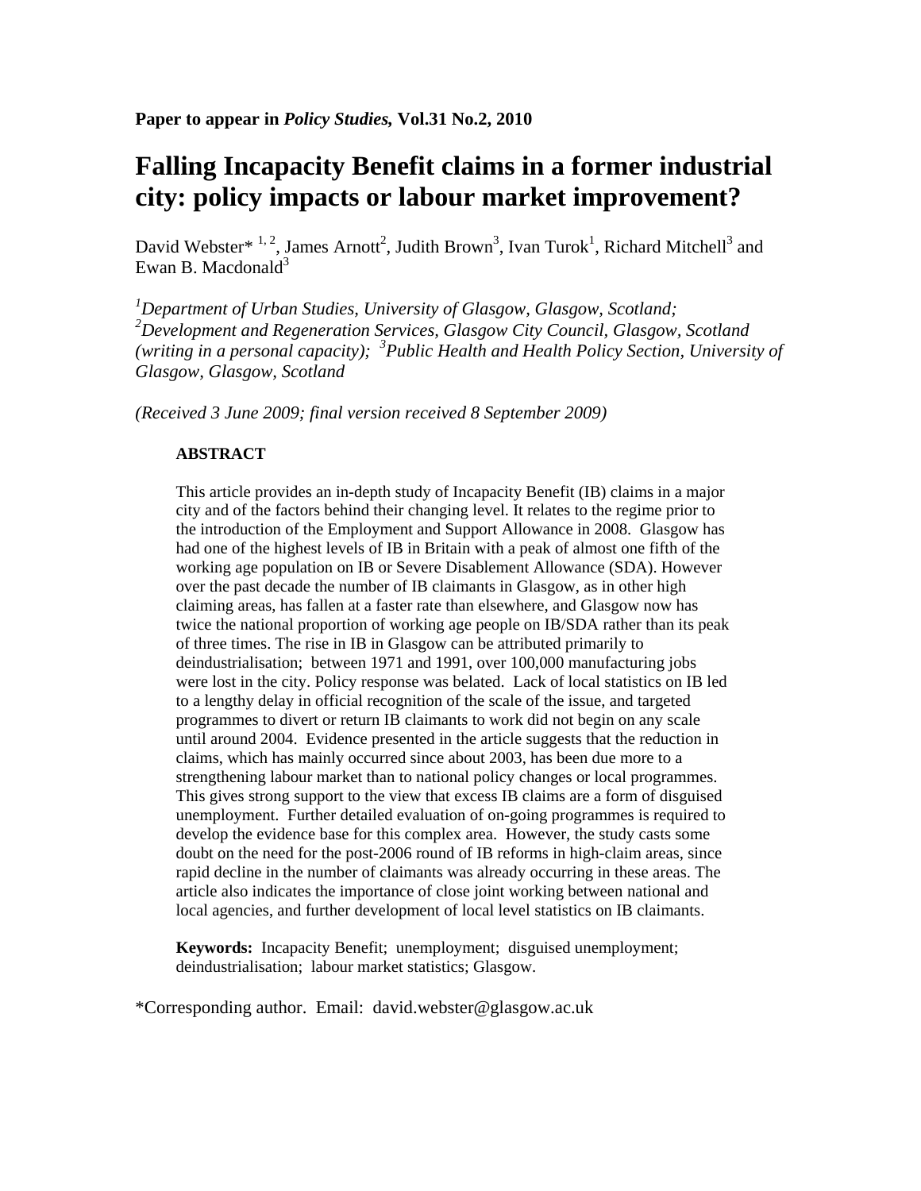**Paper to appear in *Policy Studies*, Vol.31 No.2, 2010**

# Falling Incapacity Benefit claims in a former industrial city: policy impacts or labour market improvement?

David Webster*[1, 2], James Arnott[2], Judith Brown[3], Ivan Turok[1], Richard Mitchell[3] and Ewan B. Macdonald[3]

*[1]Department of Urban Studies, University of Glasgow, Glasgow, Scotland; [2]Development and Regeneration Services, Glasgow City Council, Glasgow, Scotland (writing in a personal capacity); [3]Public Health and Health Policy Section, University of Glasgow, Glasgow, Scotland*

*(Received 3 June 2009; final version received 8 September 2009)*

**ABSTRACT**

This article provides an in-depth study of Incapacity Benefit (IB) claims in a major city and of the factors behind their changing level. It relates to the regime prior to the introduction of the Employment and Support Allowance in 2008. Glasgow has had one of the highest levels of IB in Britain with a peak of almost one fifth of the working age population on IB or Severe Disablement Allowance (SDA). However over the past decade the number of IB claimants in Glasgow, as in other high claiming areas, has fallen at a faster rate than elsewhere, and Glasgow now has twice the national proportion of working age people on IB/SDA rather than its peak of three times. The rise in IB in Glasgow can be attributed primarily to deindustrialisation; between 1971 and 1991, over 100,000 manufacturing jobs were lost in the city. Policy response was belated. Lack of local statistics on IB led to a lengthy delay in official recognition of the scale of the issue, and targeted programmes to divert or return IB claimants to work did not begin on any scale until around 2004. Evidence presented in the article suggests that the reduction in claims, which has mainly occurred since about 2003, has been due more to a strengthening labour market than to national policy changes or local programmes. This gives strong support to the view that excess IB claims are a form of disguised unemployment. Further detailed evaluation of on-going programmes is required to develop the evidence base for this complex area. However, the study casts some doubt on the need for the post-2006 round of IB reforms in high-claim areas, since rapid decline in the number of claimants was already occurring in these areas. The article also indicates the importance of close joint working between national and local agencies, and further development of local level statistics on IB claimants.

**Keywords:** Incapacity Benefit; unemployment; disguised unemployment; deindustrialisation; labour market statistics; Glasgow.

*Corresponding author. Email: david.webster@glasgow.ac.uk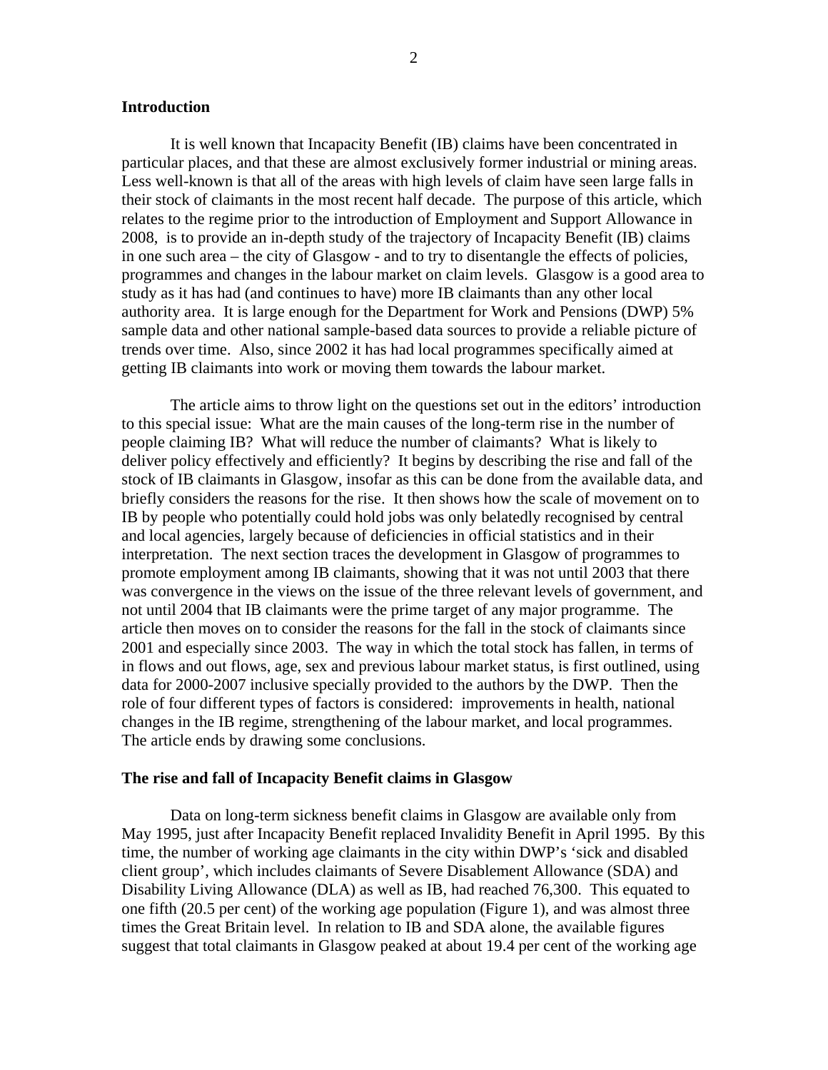## Introduction

It is well known that Incapacity Benefit (IB) claims have been concentrated in particular places, and that these are almost exclusively former industrial or mining areas. Less well-known is that all of the areas with high levels of claim have seen large falls in their stock of claimants in the most recent half decade. The purpose of this article, which relates to the regime prior to the introduction of Employment and Support Allowance in 2008, is to provide an in-depth study of the trajectory of Incapacity Benefit (IB) claims in one such area – the city of Glasgow - and to try to disentangle the effects of policies, programmes and changes in the labour market on claim levels. Glasgow is a good area to study as it has had (and continues to have) more IB claimants than any other local authority area. It is large enough for the Department for Work and Pensions (DWP) 5% sample data and other national sample-based data sources to provide a reliable picture of trends over time. Also, since 2002 it has had local programmes specifically aimed at getting IB claimants into work or moving them towards the labour market.

The article aims to throw light on the questions set out in the editors' introduction to this special issue: What are the main causes of the long-term rise in the number of people claiming IB? What will reduce the number of claimants? What is likely to deliver policy effectively and efficiently? It begins by describing the rise and fall of the stock of IB claimants in Glasgow, insofar as this can be done from the available data, and briefly considers the reasons for the rise. It then shows how the scale of movement on to IB by people who potentially could hold jobs was only belatedly recognised by central and local agencies, largely because of deficiencies in official statistics and in their interpretation. The next section traces the development in Glasgow of programmes to promote employment among IB claimants, showing that it was not until 2003 that there was convergence in the views on the issue of the three relevant levels of government, and not until 2004 that IB claimants were the prime target of any major programme. The article then moves on to consider the reasons for the fall in the stock of claimants since 2001 and especially since 2003. The way in which the total stock has fallen, in terms of in flows and out flows, age, sex and previous labour market status, is first outlined, using data for 2000-2007 inclusive specially provided to the authors by the DWP. Then the role of four different types of factors is considered: improvements in health, national changes in the IB regime, strengthening of the labour market, and local programmes. The article ends by drawing some conclusions.

## The rise and fall of Incapacity Benefit claims in Glasgow

Data on long-term sickness benefit claims in Glasgow are available only from May 1995, just after Incapacity Benefit replaced Invalidity Benefit in April 1995. By this time, the number of working age claimants in the city within DWP's 'sick and disabled client group', which includes claimants of Severe Disablement Allowance (SDA) and Disability Living Allowance (DLA) as well as IB, had reached 76,300. This equated to one fifth (20.5 per cent) of the working age population (Figure 1), and was almost three times the Great Britain level. In relation to IB and SDA alone, the available figures suggest that total claimants in Glasgow peaked at about 19.4 per cent of the working age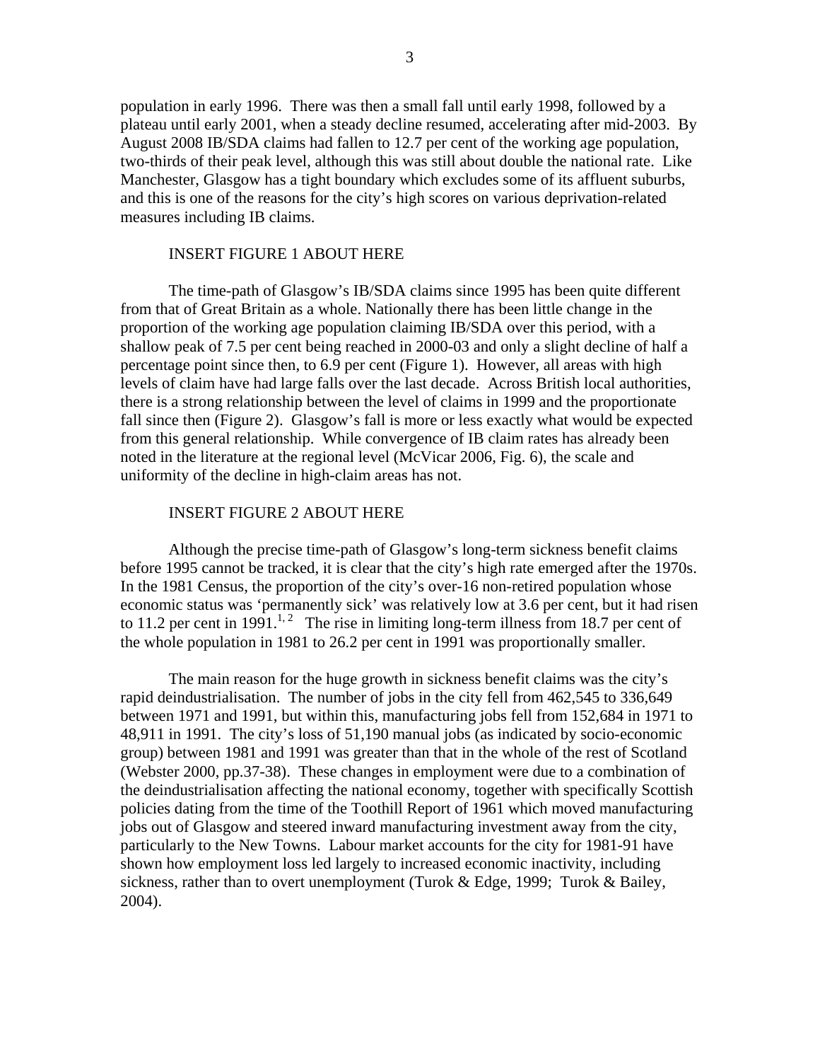population in early 1996. There was then a small fall until early 1998, followed by a plateau until early 2001, when a steady decline resumed, accelerating after mid-2003. By August 2008 IB/SDA claims had fallen to 12.7 per cent of the working age population, two-thirds of their peak level, although this was still about double the national rate. Like Manchester, Glasgow has a tight boundary which excludes some of its affluent suburbs, and this is one of the reasons for the city's high scores on various deprivation-related measures including IB claims.

INSERT FIGURE 1 ABOUT HERE

The time-path of Glasgow's IB/SDA claims since 1995 has been quite different from that of Great Britain as a whole. Nationally there has been little change in the proportion of the working age population claiming IB/SDA over this period, with a shallow peak of 7.5 per cent being reached in 2000-03 and only a slight decline of half a percentage point since then, to 6.9 per cent (Figure 1). However, all areas with high levels of claim have had large falls over the last decade. Across British local authorities, there is a strong relationship between the level of claims in 1999 and the proportionate fall since then (Figure 2). Glasgow's fall is more or less exactly what would be expected from this general relationship. While convergence of IB claim rates has already been noted in the literature at the regional level (McVicar 2006, Fig. 6), the scale and uniformity of the decline in high-claim areas has not.

INSERT FIGURE 2 ABOUT HERE

Although the precise time-path of Glasgow's long-term sickness benefit claims before 1995 cannot be tracked, it is clear that the city's high rate emerged after the 1970s. In the 1981 Census, the proportion of the city's over-16 non-retired population whose economic status was 'permanently sick' was relatively low at 3.6 per cent, but it had risen to 11.2 per cent in 1991.[1, 2] The rise in limiting long-term illness from 18.7 per cent of the whole population in 1981 to 26.2 per cent in 1991 was proportionally smaller.

The main reason for the huge growth in sickness benefit claims was the city's rapid deindustrialisation. The number of jobs in the city fell from 462,545 to 336,649 between 1971 and 1991, but within this, manufacturing jobs fell from 152,684 in 1971 to 48,911 in 1991. The city's loss of 51,190 manual jobs (as indicated by socio-economic group) between 1981 and 1991 was greater than that in the whole of the rest of Scotland (Webster 2000, pp.37-38). These changes in employment were due to a combination of the deindustrialisation affecting the national economy, together with specifically Scottish policies dating from the time of the Toothill Report of 1961 which moved manufacturing jobs out of Glasgow and steered inward manufacturing investment away from the city, particularly to the New Towns. Labour market accounts for the city for 1981-91 have shown how employment loss led largely to increased economic inactivity, including sickness, rather than to overt unemployment (Turok & Edge, 1999; Turok & Bailey, 2004).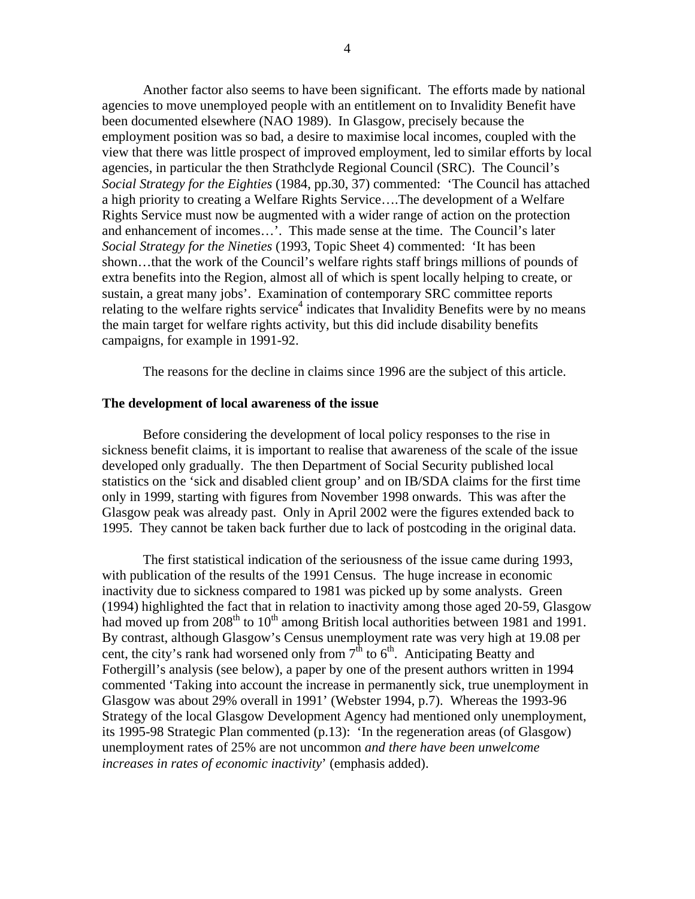Another factor also seems to have been significant. The efforts made by national agencies to move unemployed people with an entitlement on to Invalidity Benefit have been documented elsewhere (NAO 1989). In Glasgow, precisely because the employment position was so bad, a desire to maximise local incomes, coupled with the view that there was little prospect of improved employment, led to similar efforts by local agencies, in particular the then Strathclyde Regional Council (SRC). The Council's *Social Strategy for the Eighties* (1984, pp.30, 37) commented: 'The Council has attached a high priority to creating a Welfare Rights Service….The development of a Welfare Rights Service must now be augmented with a wider range of action on the protection and enhancement of incomes…'. This made sense at the time. The Council's later *Social Strategy for the Nineties* (1993, Topic Sheet 4) commented: 'It has been shown…that the work of the Council's welfare rights staff brings millions of pounds of extra benefits into the Region, almost all of which is spent locally helping to create, or sustain, a great many jobs'. Examination of contemporary SRC committee reports relating to the welfare rights service[4] indicates that Invalidity Benefits were by no means the main target for welfare rights activity, but this did include disability benefits campaigns, for example in 1991-92.

The reasons for the decline in claims since 1996 are the subject of this article.

**The development of local awareness of the issue**

Before considering the development of local policy responses to the rise in sickness benefit claims, it is important to realise that awareness of the scale of the issue developed only gradually. The then Department of Social Security published local statistics on the 'sick and disabled client group' and on IB/SDA claims for the first time only in 1999, starting with figures from November 1998 onwards. This was after the Glasgow peak was already past. Only in April 2002 were the figures extended back to 1995. They cannot be taken back further due to lack of postcoding in the original data.

The first statistical indication of the seriousness of the issue came during 1993, with publication of the results of the 1991 Census. The huge increase in economic inactivity due to sickness compared to 1981 was picked up by some analysts. Green (1994) highlighted the fact that in relation to inactivity among those aged 20-59, Glasgow had moved up from 208th to 10th among British local authorities between 1981 and 1991. By contrast, although Glasgow's Census unemployment rate was very high at 19.08 per cent, the city's rank had worsened only from 7th to 6th. Anticipating Beatty and Fothergill's analysis (see below), a paper by one of the present authors written in 1994 commented 'Taking into account the increase in permanently sick, true unemployment in Glasgow was about 29% overall in 1991' (Webster 1994, p.7). Whereas the 1993-96 Strategy of the local Glasgow Development Agency had mentioned only unemployment, its 1995-98 Strategic Plan commented (p.13): 'In the regeneration areas (of Glasgow) unemployment rates of 25% are not uncommon *and there have been unwelcome increases in rates of economic inactivity*' (emphasis added).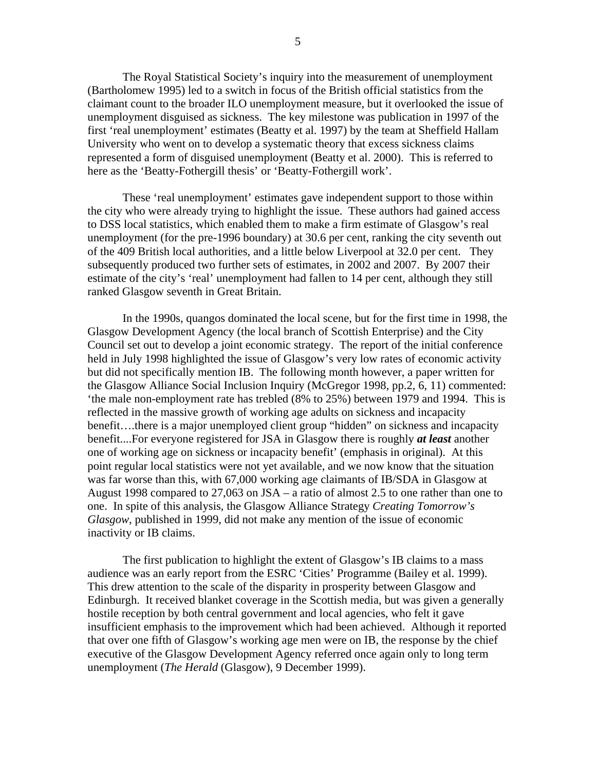The Royal Statistical Society's inquiry into the measurement of unemployment (Bartholomew 1995) led to a switch in focus of the British official statistics from the claimant count to the broader ILO unemployment measure, but it overlooked the issue of unemployment disguised as sickness. The key milestone was publication in 1997 of the first 'real unemployment' estimates (Beatty et al. 1997) by the team at Sheffield Hallam University who went on to develop a systematic theory that excess sickness claims represented a form of disguised unemployment (Beatty et al. 2000). This is referred to here as the 'Beatty-Fothergill thesis' or 'Beatty-Fothergill work'.

These 'real unemployment' estimates gave independent support to those within the city who were already trying to highlight the issue. These authors had gained access to DSS local statistics, which enabled them to make a firm estimate of Glasgow's real unemployment (for the pre-1996 boundary) at 30.6 per cent, ranking the city seventh out of the 409 British local authorities, and a little below Liverpool at 32.0 per cent. They subsequently produced two further sets of estimates, in 2002 and 2007. By 2007 their estimate of the city's 'real' unemployment had fallen to 14 per cent, although they still ranked Glasgow seventh in Great Britain.

In the 1990s, quangos dominated the local scene, but for the first time in 1998, the Glasgow Development Agency (the local branch of Scottish Enterprise) and the City Council set out to develop a joint economic strategy. The report of the initial conference held in July 1998 highlighted the issue of Glasgow's very low rates of economic activity but did not specifically mention IB. The following month however, a paper written for the Glasgow Alliance Social Inclusion Inquiry (McGregor 1998, pp.2, 6, 11) commented: 'the male non-employment rate has trebled (8% to 25%) between 1979 and 1994. This is reflected in the massive growth of working age adults on sickness and incapacity benefit….there is a major unemployed client group "hidden" on sickness and incapacity benefit....For everyone registered for JSA in Glasgow there is roughly ***at least*** another one of working age on sickness or incapacity benefit' (emphasis in original). At this point regular local statistics were not yet available, and we now know that the situation was far worse than this, with 67,000 working age claimants of IB/SDA in Glasgow at August 1998 compared to 27,063 on JSA – a ratio of almost 2.5 to one rather than one to one. In spite of this analysis, the Glasgow Alliance Strategy *Creating Tomorrow's Glasgow*, published in 1999, did not make any mention of the issue of economic inactivity or IB claims.

The first publication to highlight the extent of Glasgow's IB claims to a mass audience was an early report from the ESRC 'Cities' Programme (Bailey et al. 1999). This drew attention to the scale of the disparity in prosperity between Glasgow and Edinburgh. It received blanket coverage in the Scottish media, but was given a generally hostile reception by both central government and local agencies, who felt it gave insufficient emphasis to the improvement which had been achieved. Although it reported that over one fifth of Glasgow's working age men were on IB, the response by the chief executive of the Glasgow Development Agency referred once again only to long term unemployment (*The Herald* (Glasgow), 9 December 1999).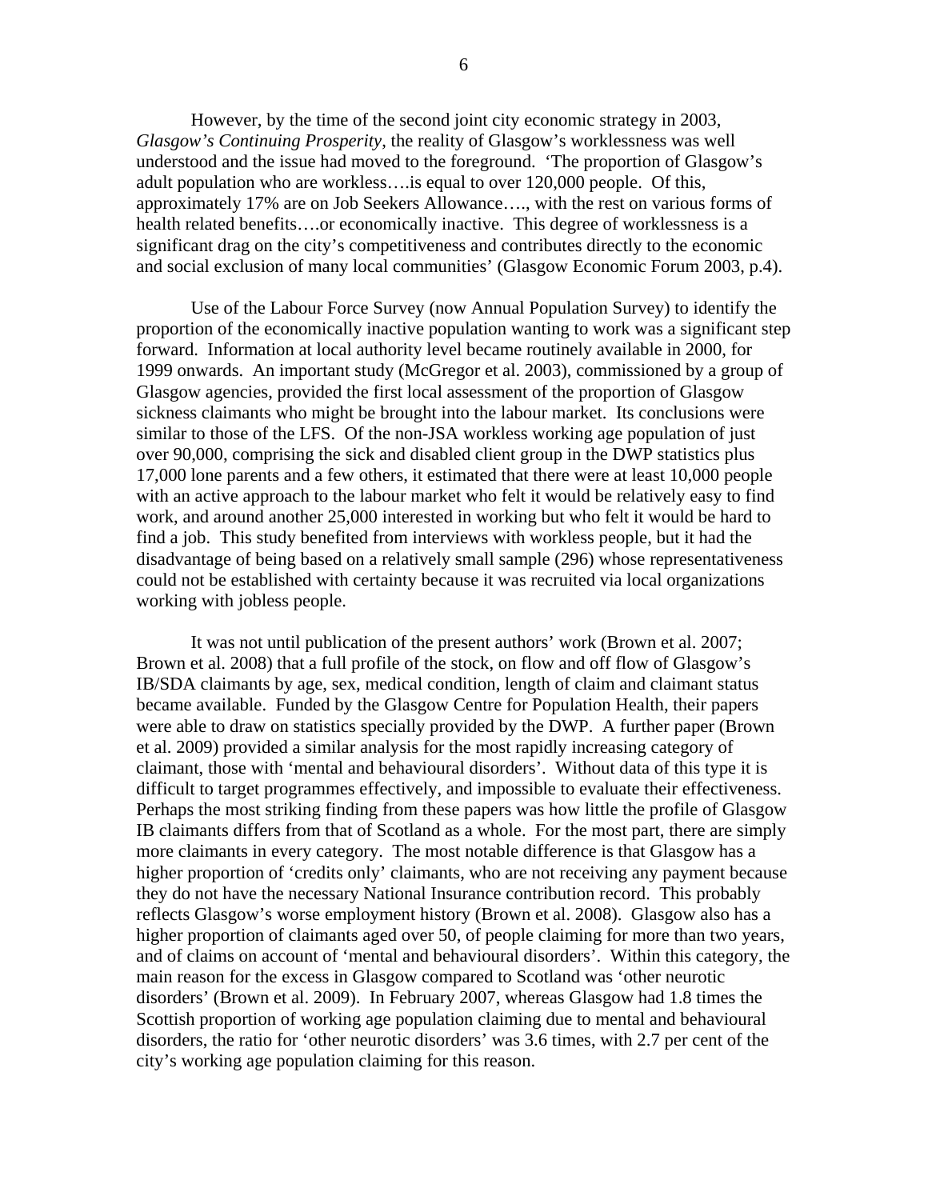However, by the time of the second joint city economic strategy in 2003, *Glasgow's Continuing Prosperity*, the reality of Glasgow's worklessness was well understood and the issue had moved to the foreground. 'The proportion of Glasgow's adult population who are workless….is equal to over 120,000 people. Of this, approximately 17% are on Job Seekers Allowance…., with the rest on various forms of health related benefits….or economically inactive. This degree of worklessness is a significant drag on the city's competitiveness and contributes directly to the economic and social exclusion of many local communities' (Glasgow Economic Forum 2003, p.4).

Use of the Labour Force Survey (now Annual Population Survey) to identify the proportion of the economically inactive population wanting to work was a significant step forward. Information at local authority level became routinely available in 2000, for 1999 onwards. An important study (McGregor et al. 2003), commissioned by a group of Glasgow agencies, provided the first local assessment of the proportion of Glasgow sickness claimants who might be brought into the labour market. Its conclusions were similar to those of the LFS. Of the non-JSA workless working age population of just over 90,000, comprising the sick and disabled client group in the DWP statistics plus 17,000 lone parents and a few others, it estimated that there were at least 10,000 people with an active approach to the labour market who felt it would be relatively easy to find work, and around another 25,000 interested in working but who felt it would be hard to find a job. This study benefited from interviews with workless people, but it had the disadvantage of being based on a relatively small sample (296) whose representativeness could not be established with certainty because it was recruited via local organizations working with jobless people.

It was not until publication of the present authors' work (Brown et al. 2007; Brown et al. 2008) that a full profile of the stock, on flow and off flow of Glasgow's IB/SDA claimants by age, sex, medical condition, length of claim and claimant status became available. Funded by the Glasgow Centre for Population Health, their papers were able to draw on statistics specially provided by the DWP. A further paper (Brown et al. 2009) provided a similar analysis for the most rapidly increasing category of claimant, those with 'mental and behavioural disorders'. Without data of this type it is difficult to target programmes effectively, and impossible to evaluate their effectiveness. Perhaps the most striking finding from these papers was how little the profile of Glasgow IB claimants differs from that of Scotland as a whole. For the most part, there are simply more claimants in every category. The most notable difference is that Glasgow has a higher proportion of 'credits only' claimants, who are not receiving any payment because they do not have the necessary National Insurance contribution record. This probably reflects Glasgow's worse employment history (Brown et al. 2008). Glasgow also has a higher proportion of claimants aged over 50, of people claiming for more than two years, and of claims on account of 'mental and behavioural disorders'. Within this category, the main reason for the excess in Glasgow compared to Scotland was 'other neurotic disorders' (Brown et al. 2009). In February 2007, whereas Glasgow had 1.8 times the Scottish proportion of working age population claiming due to mental and behavioural disorders, the ratio for 'other neurotic disorders' was 3.6 times, with 2.7 per cent of the city's working age population claiming for this reason.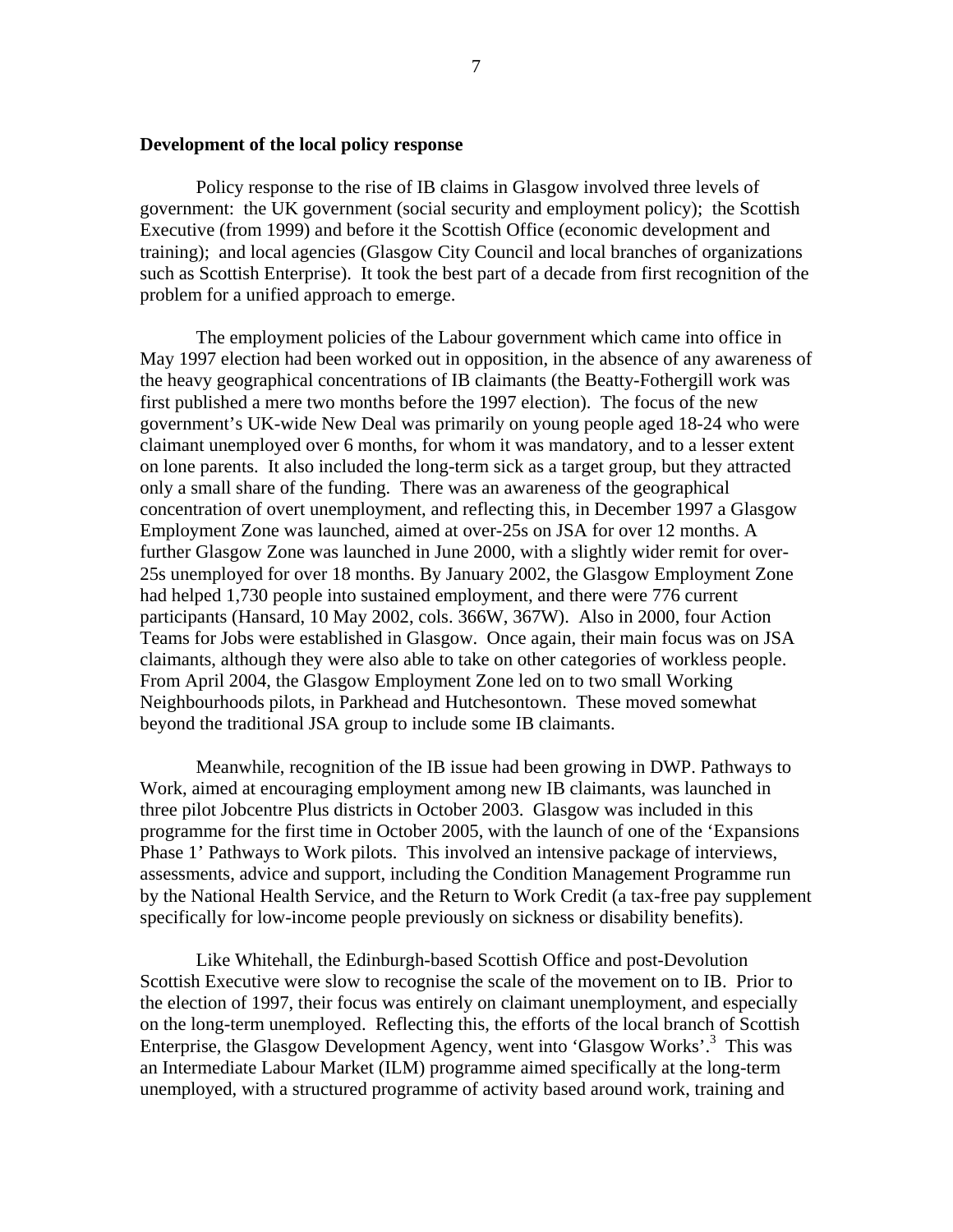**Development of the local policy response**

Policy response to the rise of IB claims in Glasgow involved three levels of government: the UK government (social security and employment policy); the Scottish Executive (from 1999) and before it the Scottish Office (economic development and training); and local agencies (Glasgow City Council and local branches of organizations such as Scottish Enterprise). It took the best part of a decade from first recognition of the problem for a unified approach to emerge.

The employment policies of the Labour government which came into office in May 1997 election had been worked out in opposition, in the absence of any awareness of the heavy geographical concentrations of IB claimants (the Beatty-Fothergill work was first published a mere two months before the 1997 election). The focus of the new government's UK-wide New Deal was primarily on young people aged 18-24 who were claimant unemployed over 6 months, for whom it was mandatory, and to a lesser extent on lone parents. It also included the long-term sick as a target group, but they attracted only a small share of the funding. There was an awareness of the geographical concentration of overt unemployment, and reflecting this, in December 1997 a Glasgow Employment Zone was launched, aimed at over-25s on JSA for over 12 months. A further Glasgow Zone was launched in June 2000, with a slightly wider remit for over-25s unemployed for over 18 months. By January 2002, the Glasgow Employment Zone had helped 1,730 people into sustained employment, and there were 776 current participants (Hansard, 10 May 2002, cols. 366W, 367W). Also in 2000, four Action Teams for Jobs were established in Glasgow. Once again, their main focus was on JSA claimants, although they were also able to take on other categories of workless people. From April 2004, the Glasgow Employment Zone led on to two small Working Neighbourhoods pilots, in Parkhead and Hutchesontown. These moved somewhat beyond the traditional JSA group to include some IB claimants.

Meanwhile, recognition of the IB issue had been growing in DWP. Pathways to Work, aimed at encouraging employment among new IB claimants, was launched in three pilot Jobcentre Plus districts in October 2003. Glasgow was included in this programme for the first time in October 2005, with the launch of one of the 'Expansions Phase 1' Pathways to Work pilots. This involved an intensive package of interviews, assessments, advice and support, including the Condition Management Programme run by the National Health Service, and the Return to Work Credit (a tax-free pay supplement specifically for low-income people previously on sickness or disability benefits).

Like Whitehall, the Edinburgh-based Scottish Office and post-Devolution Scottish Executive were slow to recognise the scale of the movement on to IB. Prior to the election of 1997, their focus was entirely on claimant unemployment, and especially on the long-term unemployed. Reflecting this, the efforts of the local branch of Scottish Enterprise, the Glasgow Development Agency, went into 'Glasgow Works'.[3] This was an Intermediate Labour Market (ILM) programme aimed specifically at the long-term unemployed, with a structured programme of activity based around work, training and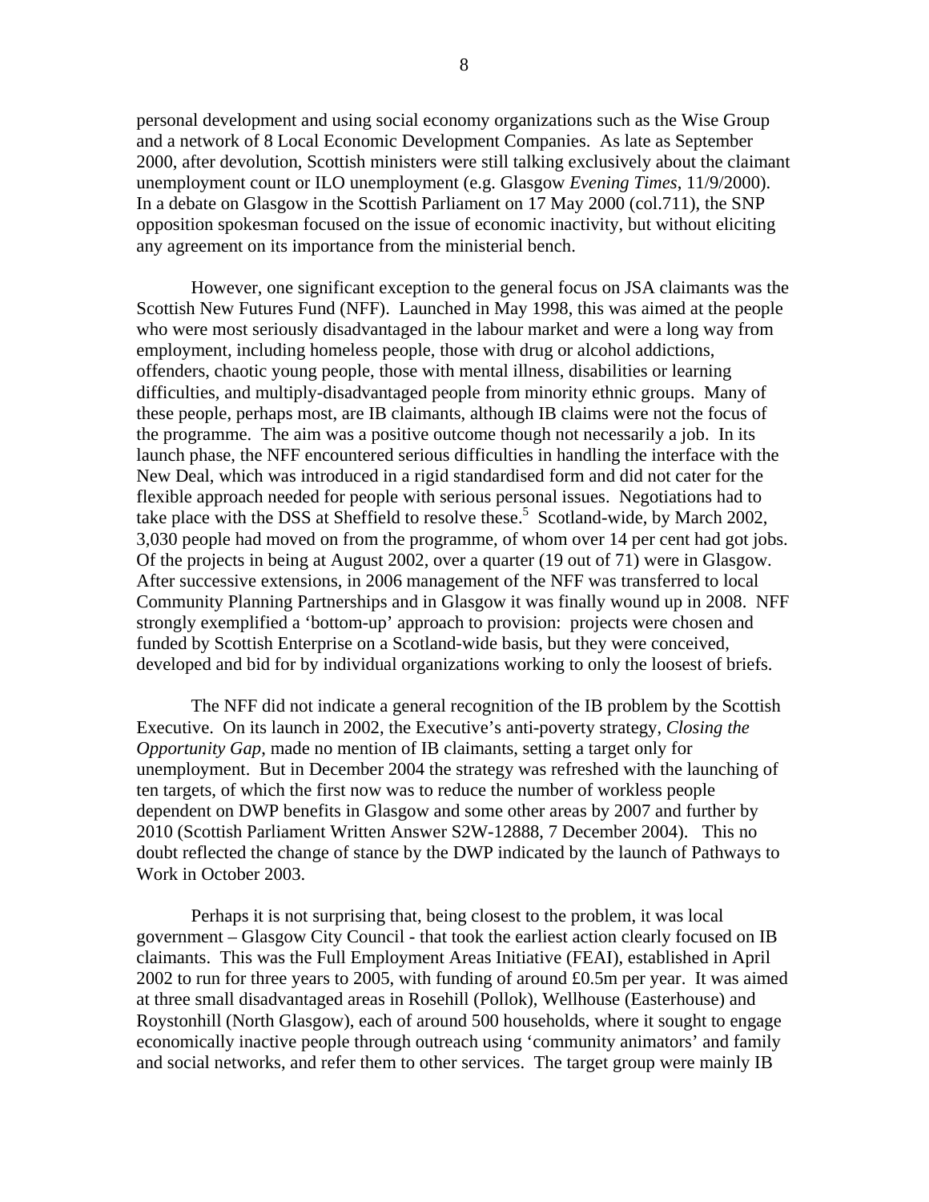personal development and using social economy organizations such as the Wise Group and a network of 8 Local Economic Development Companies. As late as September 2000, after devolution, Scottish ministers were still talking exclusively about the claimant unemployment count or ILO unemployment (e.g. Glasgow *Evening Times*, 11/9/2000). In a debate on Glasgow in the Scottish Parliament on 17 May 2000 (col.711), the SNP opposition spokesman focused on the issue of economic inactivity, but without eliciting any agreement on its importance from the ministerial bench.

However, one significant exception to the general focus on JSA claimants was the Scottish New Futures Fund (NFF). Launched in May 1998, this was aimed at the people who were most seriously disadvantaged in the labour market and were a long way from employment, including homeless people, those with drug or alcohol addictions, offenders, chaotic young people, those with mental illness, disabilities or learning difficulties, and multiply-disadvantaged people from minority ethnic groups. Many of these people, perhaps most, are IB claimants, although IB claims were not the focus of the programme. The aim was a positive outcome though not necessarily a job. In its launch phase, the NFF encountered serious difficulties in handling the interface with the New Deal, which was introduced in a rigid standardised form and did not cater for the flexible approach needed for people with serious personal issues. Negotiations had to take place with the DSS at Sheffield to resolve these.[5] Scotland-wide, by March 2002, 3,030 people had moved on from the programme, of whom over 14 per cent had got jobs. Of the projects in being at August 2002, over a quarter (19 out of 71) were in Glasgow. After successive extensions, in 2006 management of the NFF was transferred to local Community Planning Partnerships and in Glasgow it was finally wound up in 2008. NFF strongly exemplified a 'bottom-up' approach to provision: projects were chosen and funded by Scottish Enterprise on a Scotland-wide basis, but they were conceived, developed and bid for by individual organizations working to only the loosest of briefs.

The NFF did not indicate a general recognition of the IB problem by the Scottish Executive. On its launch in 2002, the Executive's anti-poverty strategy, *Closing the Opportunity Gap*, made no mention of IB claimants, setting a target only for unemployment. But in December 2004 the strategy was refreshed with the launching of ten targets, of which the first now was to reduce the number of workless people dependent on DWP benefits in Glasgow and some other areas by 2007 and further by 2010 (Scottish Parliament Written Answer S2W-12888, 7 December 2004). This no doubt reflected the change of stance by the DWP indicated by the launch of Pathways to Work in October 2003.

Perhaps it is not surprising that, being closest to the problem, it was local government – Glasgow City Council - that took the earliest action clearly focused on IB claimants. This was the Full Employment Areas Initiative (FEAI), established in April 2002 to run for three years to 2005, with funding of around £0.5m per year. It was aimed at three small disadvantaged areas in Rosehill (Pollok), Wellhouse (Easterhouse) and Roystonhill (North Glasgow), each of around 500 households, where it sought to engage economically inactive people through outreach using 'community animators' and family and social networks, and refer them to other services. The target group were mainly IB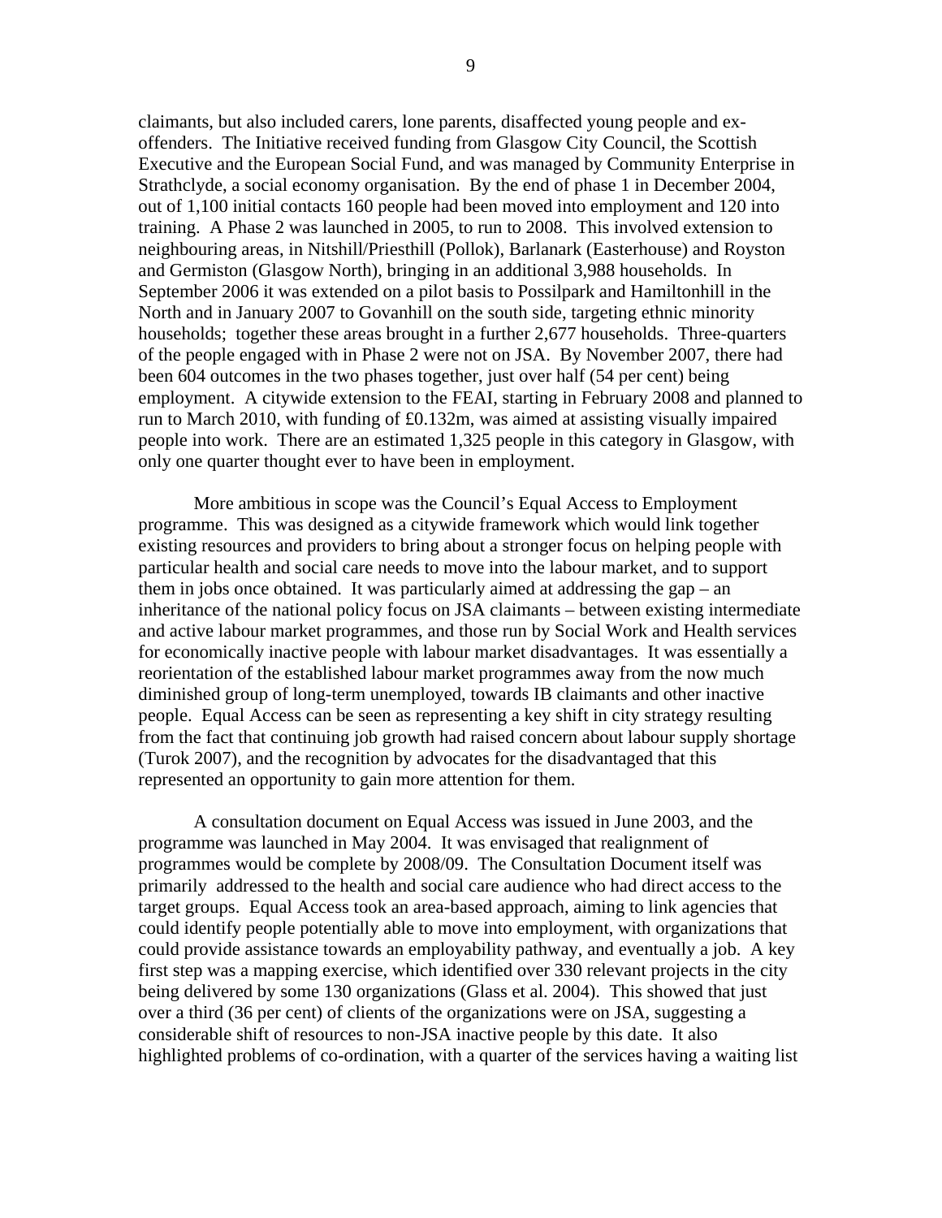claimants, but also included carers, lone parents, disaffected young people and ex-offenders. The Initiative received funding from Glasgow City Council, the Scottish Executive and the European Social Fund, and was managed by Community Enterprise in Strathclyde, a social economy organisation. By the end of phase 1 in December 2004, out of 1,100 initial contacts 160 people had been moved into employment and 120 into training. A Phase 2 was launched in 2005, to run to 2008. This involved extension to neighbouring areas, in Nitshill/Priesthill (Pollok), Barlanark (Easterhouse) and Royston and Germiston (Glasgow North), bringing in an additional 3,988 households. In September 2006 it was extended on a pilot basis to Possilpark and Hamiltonhill in the North and in January 2007 to Govanhill on the south side, targeting ethnic minority households; together these areas brought in a further 2,677 households. Three-quarters of the people engaged with in Phase 2 were not on JSA. By November 2007, there had been 604 outcomes in the two phases together, just over half (54 per cent) being employment. A citywide extension to the FEAI, starting in February 2008 and planned to run to March 2010, with funding of £0.132m, was aimed at assisting visually impaired people into work. There are an estimated 1,325 people in this category in Glasgow, with only one quarter thought ever to have been in employment.

More ambitious in scope was the Council's Equal Access to Employment programme. This was designed as a citywide framework which would link together existing resources and providers to bring about a stronger focus on helping people with particular health and social care needs to move into the labour market, and to support them in jobs once obtained. It was particularly aimed at addressing the gap – an inheritance of the national policy focus on JSA claimants – between existing intermediate and active labour market programmes, and those run by Social Work and Health services for economically inactive people with labour market disadvantages. It was essentially a reorientation of the established labour market programmes away from the now much diminished group of long-term unemployed, towards IB claimants and other inactive people. Equal Access can be seen as representing a key shift in city strategy resulting from the fact that continuing job growth had raised concern about labour supply shortage (Turok 2007), and the recognition by advocates for the disadvantaged that this represented an opportunity to gain more attention for them.

A consultation document on Equal Access was issued in June 2003, and the programme was launched in May 2004. It was envisaged that realignment of programmes would be complete by 2008/09. The Consultation Document itself was primarily addressed to the health and social care audience who had direct access to the target groups. Equal Access took an area-based approach, aiming to link agencies that could identify people potentially able to move into employment, with organizations that could provide assistance towards an employability pathway, and eventually a job. A key first step was a mapping exercise, which identified over 330 relevant projects in the city being delivered by some 130 organizations (Glass et al. 2004). This showed that just over a third (36 per cent) of clients of the organizations were on JSA, suggesting a considerable shift of resources to non-JSA inactive people by this date. It also highlighted problems of co-ordination, with a quarter of the services having a waiting list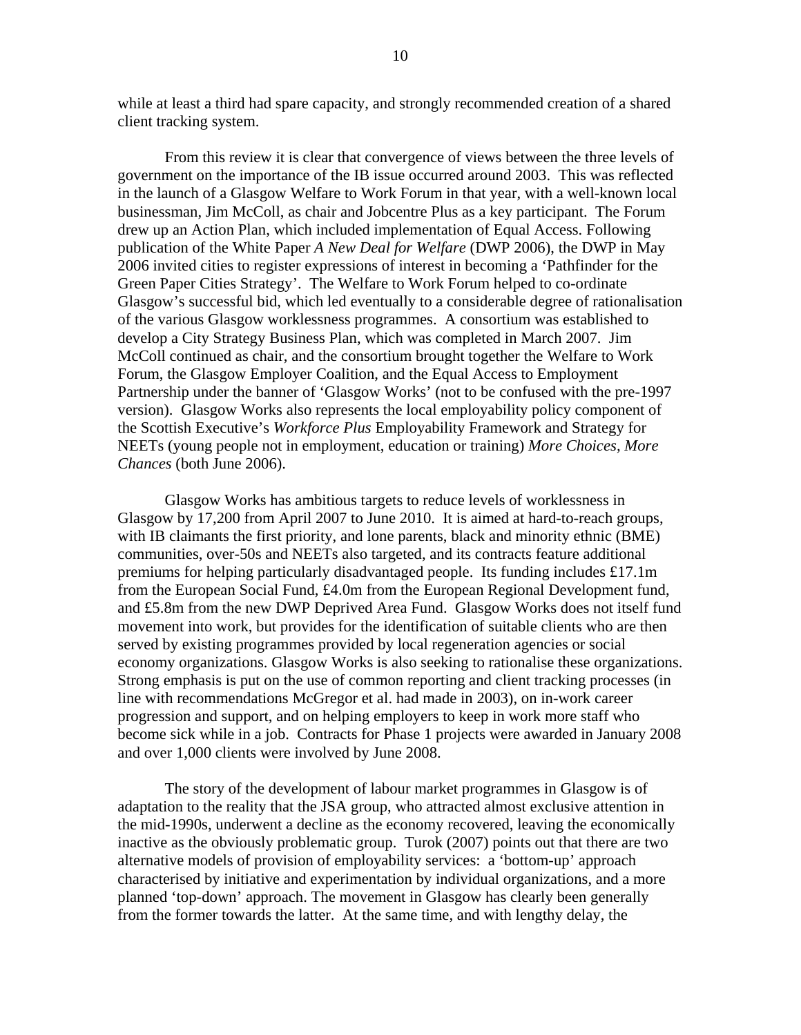while at least a third had spare capacity, and strongly recommended creation of a shared client tracking system.

From this review it is clear that convergence of views between the three levels of government on the importance of the IB issue occurred around 2003. This was reflected in the launch of a Glasgow Welfare to Work Forum in that year, with a well-known local businessman, Jim McColl, as chair and Jobcentre Plus as a key participant. The Forum drew up an Action Plan, which included implementation of Equal Access. Following publication of the White Paper *A New Deal for Welfare* (DWP 2006), the DWP in May 2006 invited cities to register expressions of interest in becoming a 'Pathfinder for the Green Paper Cities Strategy'. The Welfare to Work Forum helped to co-ordinate Glasgow's successful bid, which led eventually to a considerable degree of rationalisation of the various Glasgow worklessness programmes. A consortium was established to develop a City Strategy Business Plan, which was completed in March 2007. Jim McColl continued as chair, and the consortium brought together the Welfare to Work Forum, the Glasgow Employer Coalition, and the Equal Access to Employment Partnership under the banner of 'Glasgow Works' (not to be confused with the pre-1997 version). Glasgow Works also represents the local employability policy component of the Scottish Executive's *Workforce Plus* Employability Framework and Strategy for NEETs (young people not in employment, education or training) *More Choices, More Chances* (both June 2006).

Glasgow Works has ambitious targets to reduce levels of worklessness in Glasgow by 17,200 from April 2007 to June 2010. It is aimed at hard-to-reach groups, with IB claimants the first priority, and lone parents, black and minority ethnic (BME) communities, over-50s and NEETs also targeted, and its contracts feature additional premiums for helping particularly disadvantaged people. Its funding includes £17.1m from the European Social Fund, £4.0m from the European Regional Development fund, and £5.8m from the new DWP Deprived Area Fund. Glasgow Works does not itself fund movement into work, but provides for the identification of suitable clients who are then served by existing programmes provided by local regeneration agencies or social economy organizations. Glasgow Works is also seeking to rationalise these organizations. Strong emphasis is put on the use of common reporting and client tracking processes (in line with recommendations McGregor et al. had made in 2003), on in-work career progression and support, and on helping employers to keep in work more staff who become sick while in a job. Contracts for Phase 1 projects were awarded in January 2008 and over 1,000 clients were involved by June 2008.

The story of the development of labour market programmes in Glasgow is of adaptation to the reality that the JSA group, who attracted almost exclusive attention in the mid-1990s, underwent a decline as the economy recovered, leaving the economically inactive as the obviously problematic group. Turok (2007) points out that there are two alternative models of provision of employability services: a 'bottom-up' approach characterised by initiative and experimentation by individual organizations, and a more planned 'top-down' approach. The movement in Glasgow has clearly been generally from the former towards the latter. At the same time, and with lengthy delay, the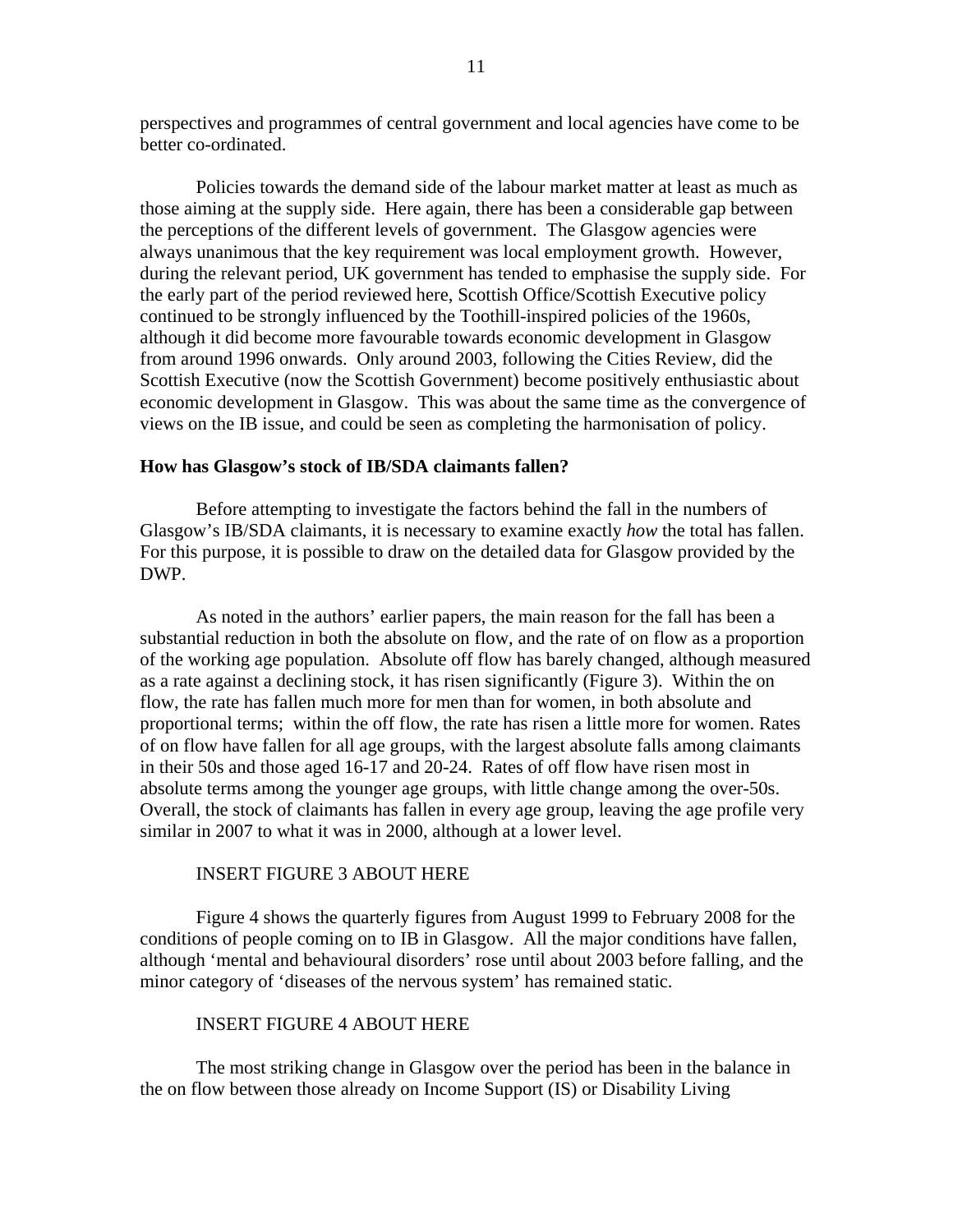perspectives and programmes of central government and local agencies have come to be better co-ordinated.

Policies towards the demand side of the labour market matter at least as much as those aiming at the supply side. Here again, there has been a considerable gap between the perceptions of the different levels of government. The Glasgow agencies were always unanimous that the key requirement was local employment growth. However, during the relevant period, UK government has tended to emphasise the supply side. For the early part of the period reviewed here, Scottish Office/Scottish Executive policy continued to be strongly influenced by the Toothill-inspired policies of the 1960s, although it did become more favourable towards economic development in Glasgow from around 1996 onwards. Only around 2003, following the Cities Review, did the Scottish Executive (now the Scottish Government) become positively enthusiastic about economic development in Glasgow. This was about the same time as the convergence of views on the IB issue, and could be seen as completing the harmonisation of policy.

**How has Glasgow's stock of IB/SDA claimants fallen?**

Before attempting to investigate the factors behind the fall in the numbers of Glasgow's IB/SDA claimants, it is necessary to examine exactly *how* the total has fallen. For this purpose, it is possible to draw on the detailed data for Glasgow provided by the DWP.

As noted in the authors' earlier papers, the main reason for the fall has been a substantial reduction in both the absolute on flow, and the rate of on flow as a proportion of the working age population. Absolute off flow has barely changed, although measured as a rate against a declining stock, it has risen significantly (Figure 3). Within the on flow, the rate has fallen much more for men than for women, in both absolute and proportional terms; within the off flow, the rate has risen a little more for women. Rates of on flow have fallen for all age groups, with the largest absolute falls among claimants in their 50s and those aged 16-17 and 20-24. Rates of off flow have risen most in absolute terms among the younger age groups, with little change among the over-50s. Overall, the stock of claimants has fallen in every age group, leaving the age profile very similar in 2007 to what it was in 2000, although at a lower level.

INSERT FIGURE 3 ABOUT HERE

Figure 4 shows the quarterly figures from August 1999 to February 2008 for the conditions of people coming on to IB in Glasgow. All the major conditions have fallen, although 'mental and behavioural disorders' rose until about 2003 before falling, and the minor category of 'diseases of the nervous system' has remained static.

INSERT FIGURE 4 ABOUT HERE

The most striking change in Glasgow over the period has been in the balance in the on flow between those already on Income Support (IS) or Disability Living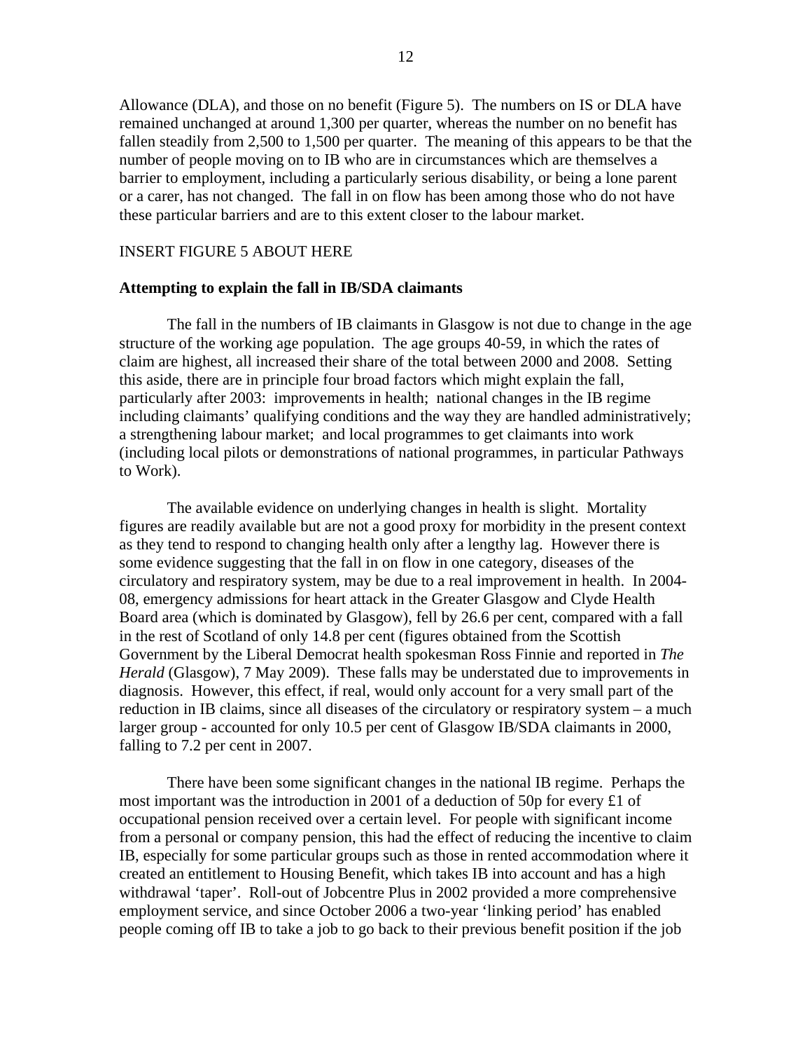Allowance (DLA), and those on no benefit (Figure 5). The numbers on IS or DLA have remained unchanged at around 1,300 per quarter, whereas the number on no benefit has fallen steadily from 2,500 to 1,500 per quarter. The meaning of this appears to be that the number of people moving on to IB who are in circumstances which are themselves a barrier to employment, including a particularly serious disability, or being a lone parent or a carer, has not changed. The fall in on flow has been among those who do not have these particular barriers and are to this extent closer to the labour market.

INSERT FIGURE 5 ABOUT HERE

**Attempting to explain the fall in IB/SDA claimants**

The fall in the numbers of IB claimants in Glasgow is not due to change in the age structure of the working age population. The age groups 40-59, in which the rates of claim are highest, all increased their share of the total between 2000 and 2008. Setting this aside, there are in principle four broad factors which might explain the fall, particularly after 2003: improvements in health; national changes in the IB regime including claimants' qualifying conditions and the way they are handled administratively; a strengthening labour market; and local programmes to get claimants into work (including local pilots or demonstrations of national programmes, in particular Pathways to Work).

The available evidence on underlying changes in health is slight. Mortality figures are readily available but are not a good proxy for morbidity in the present context as they tend to respond to changing health only after a lengthy lag. However there is some evidence suggesting that the fall in on flow in one category, diseases of the circulatory and respiratory system, may be due to a real improvement in health. In 2004-08, emergency admissions for heart attack in the Greater Glasgow and Clyde Health Board area (which is dominated by Glasgow), fell by 26.6 per cent, compared with a fall in the rest of Scotland of only 14.8 per cent (figures obtained from the Scottish Government by the Liberal Democrat health spokesman Ross Finnie and reported in *The Herald* (Glasgow), 7 May 2009). These falls may be understated due to improvements in diagnosis. However, this effect, if real, would only account for a very small part of the reduction in IB claims, since all diseases of the circulatory or respiratory system – a much larger group - accounted for only 10.5 per cent of Glasgow IB/SDA claimants in 2000, falling to 7.2 per cent in 2007.

There have been some significant changes in the national IB regime. Perhaps the most important was the introduction in 2001 of a deduction of 50p for every £1 of occupational pension received over a certain level. For people with significant income from a personal or company pension, this had the effect of reducing the incentive to claim IB, especially for some particular groups such as those in rented accommodation where it created an entitlement to Housing Benefit, which takes IB into account and has a high withdrawal 'taper'. Roll-out of Jobcentre Plus in 2002 provided a more comprehensive employment service, and since October 2006 a two-year 'linking period' has enabled people coming off IB to take a job to go back to their previous benefit position if the job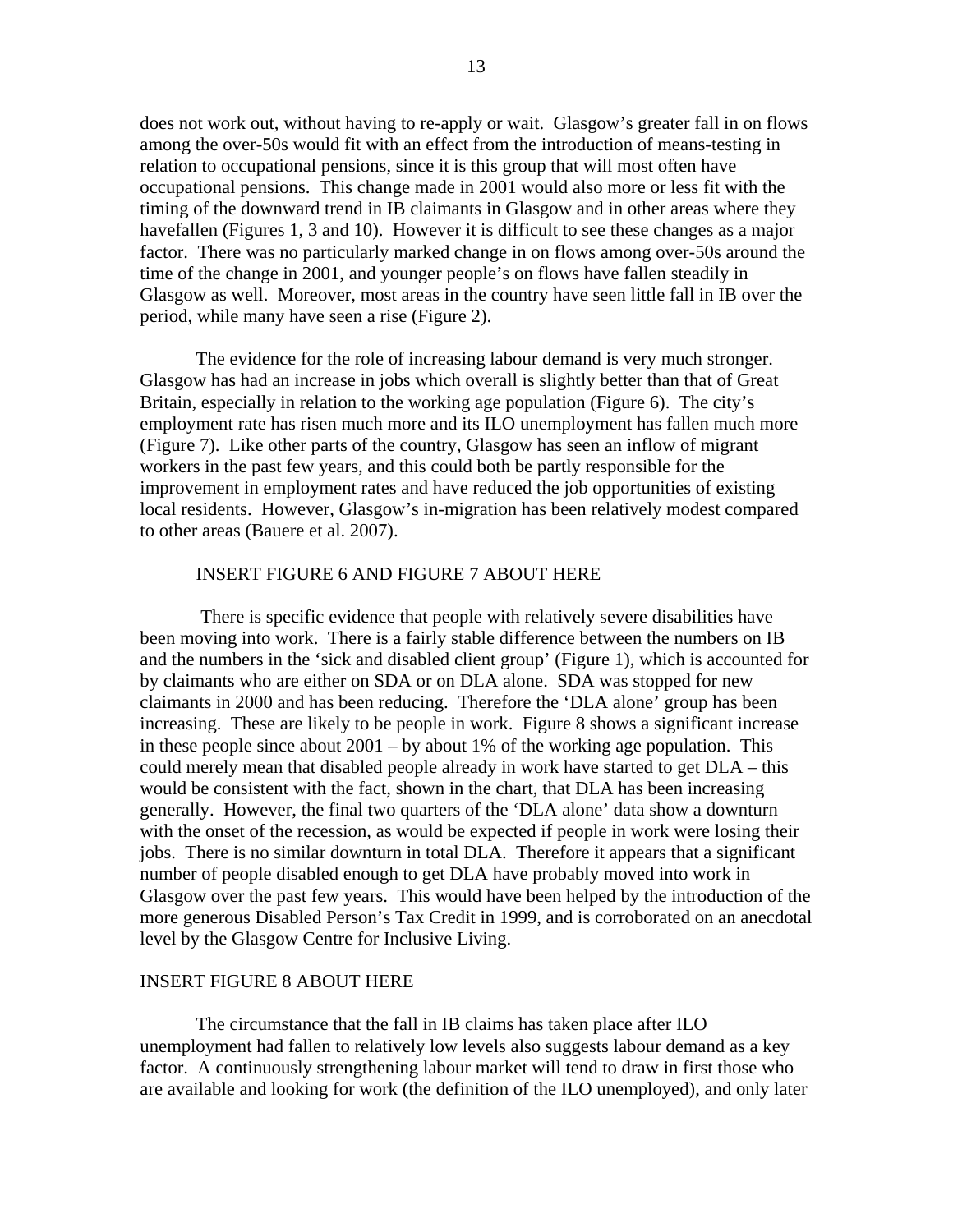does not work out, without having to re-apply or wait. Glasgow's greater fall in on flows among the over-50s would fit with an effect from the introduction of means-testing in relation to occupational pensions, since it is this group that will most often have occupational pensions. This change made in 2001 would also more or less fit with the timing of the downward trend in IB claimants in Glasgow and in other areas where they havefallen (Figures 1, 3 and 10). However it is difficult to see these changes as a major factor. There was no particularly marked change in on flows among over-50s around the time of the change in 2001, and younger people's on flows have fallen steadily in Glasgow as well. Moreover, most areas in the country have seen little fall in IB over the period, while many have seen a rise (Figure 2).

The evidence for the role of increasing labour demand is very much stronger. Glasgow has had an increase in jobs which overall is slightly better than that of Great Britain, especially in relation to the working age population (Figure 6). The city's employment rate has risen much more and its ILO unemployment has fallen much more (Figure 7). Like other parts of the country, Glasgow has seen an inflow of migrant workers in the past few years, and this could both be partly responsible for the improvement in employment rates and have reduced the job opportunities of existing local residents. However, Glasgow's in-migration has been relatively modest compared to other areas (Bauere et al. 2007).

INSERT FIGURE 6 AND FIGURE 7 ABOUT HERE

There is specific evidence that people with relatively severe disabilities have been moving into work. There is a fairly stable difference between the numbers on IB and the numbers in the 'sick and disabled client group' (Figure 1), which is accounted for by claimants who are either on SDA or on DLA alone. SDA was stopped for new claimants in 2000 and has been reducing. Therefore the 'DLA alone' group has been increasing. These are likely to be people in work. Figure 8 shows a significant increase in these people since about 2001 – by about 1% of the working age population. This could merely mean that disabled people already in work have started to get DLA – this would be consistent with the fact, shown in the chart, that DLA has been increasing generally. However, the final two quarters of the 'DLA alone' data show a downturn with the onset of the recession, as would be expected if people in work were losing their jobs. There is no similar downturn in total DLA. Therefore it appears that a significant number of people disabled enough to get DLA have probably moved into work in Glasgow over the past few years. This would have been helped by the introduction of the more generous Disabled Person's Tax Credit in 1999, and is corroborated on an anecdotal level by the Glasgow Centre for Inclusive Living.

INSERT FIGURE 8 ABOUT HERE

The circumstance that the fall in IB claims has taken place after ILO unemployment had fallen to relatively low levels also suggests labour demand as a key factor. A continuously strengthening labour market will tend to draw in first those who are available and looking for work (the definition of the ILO unemployed), and only later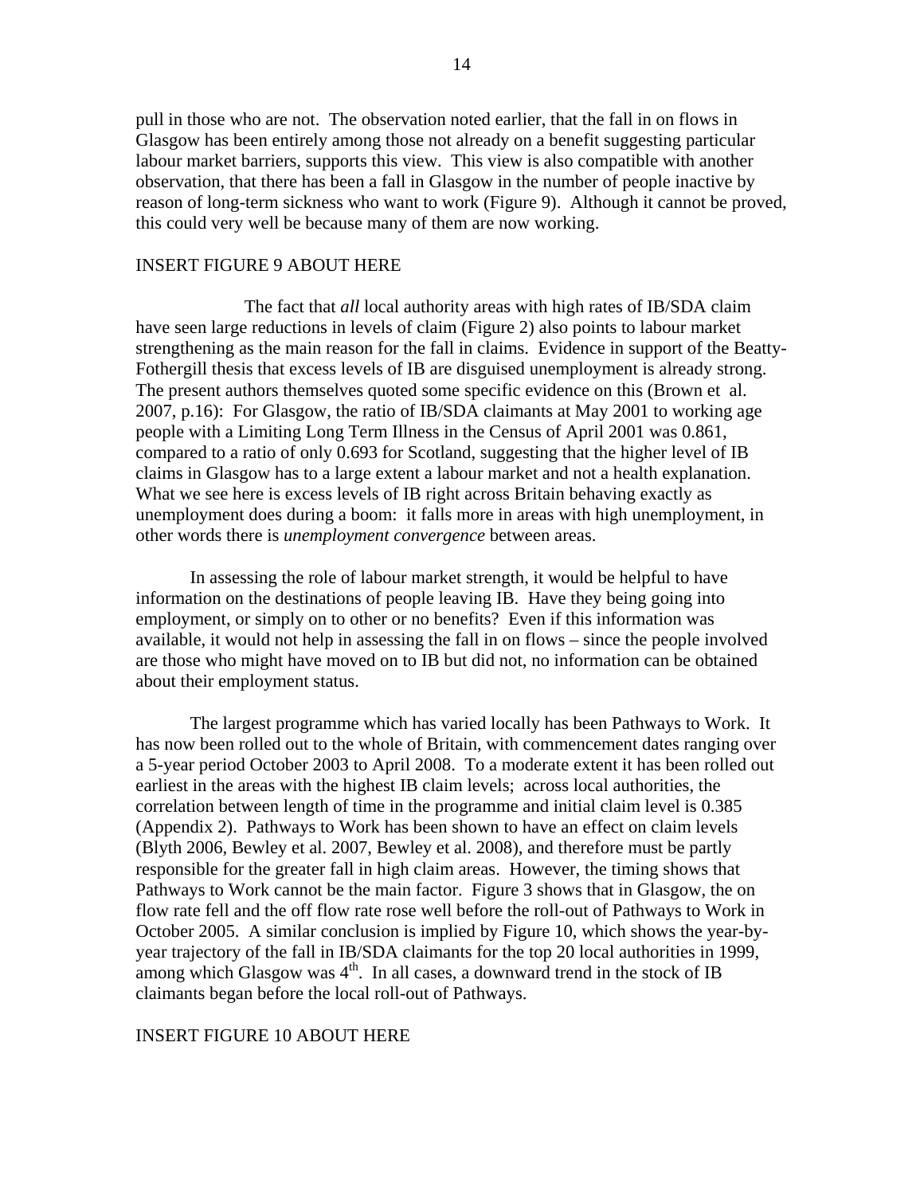pull in those who are not. The observation noted earlier, that the fall in on flows in Glasgow has been entirely among those not already on a benefit suggesting particular labour market barriers, supports this view. This view is also compatible with another observation, that there has been a fall in Glasgow in the number of people inactive by reason of long-term sickness who want to work (Figure 9). Although it cannot be proved, this could very well be because many of them are now working.

INSERT FIGURE 9 ABOUT HERE

The fact that *all* local authority areas with high rates of IB/SDA claim have seen large reductions in levels of claim (Figure 2) also points to labour market strengthening as the main reason for the fall in claims. Evidence in support of the Beatty-Fothergill thesis that excess levels of IB are disguised unemployment is already strong. The present authors themselves quoted some specific evidence on this (Brown et al. 2007, p.16): For Glasgow, the ratio of IB/SDA claimants at May 2001 to working age people with a Limiting Long Term Illness in the Census of April 2001 was 0.861, compared to a ratio of only 0.693 for Scotland, suggesting that the higher level of IB claims in Glasgow has to a large extent a labour market and not a health explanation. What we see here is excess levels of IB right across Britain behaving exactly as unemployment does during a boom: it falls more in areas with high unemployment, in other words there is *unemployment convergence* between areas.

In assessing the role of labour market strength, it would be helpful to have information on the destinations of people leaving IB. Have they being going into employment, or simply on to other or no benefits? Even if this information was available, it would not help in assessing the fall in on flows – since the people involved are those who might have moved on to IB but did not, no information can be obtained about their employment status.

The largest programme which has varied locally has been Pathways to Work. It has now been rolled out to the whole of Britain, with commencement dates ranging over a 5-year period October 2003 to April 2008. To a moderate extent it has been rolled out earliest in the areas with the highest IB claim levels; across local authorities, the correlation between length of time in the programme and initial claim level is 0.385 (Appendix 2). Pathways to Work has been shown to have an effect on claim levels (Blyth 2006, Bewley et al. 2007, Bewley et al. 2008), and therefore must be partly responsible for the greater fall in high claim areas. However, the timing shows that Pathways to Work cannot be the main factor. Figure 3 shows that in Glasgow, the on flow rate fell and the off flow rate rose well before the roll-out of Pathways to Work in October 2005. A similar conclusion is implied by Figure 10, which shows the year-by-year trajectory of the fall in IB/SDA claimants for the top 20 local authorities in 1999, among which Glasgow was 4th. In all cases, a downward trend in the stock of IB claimants began before the local roll-out of Pathways.

INSERT FIGURE 10 ABOUT HERE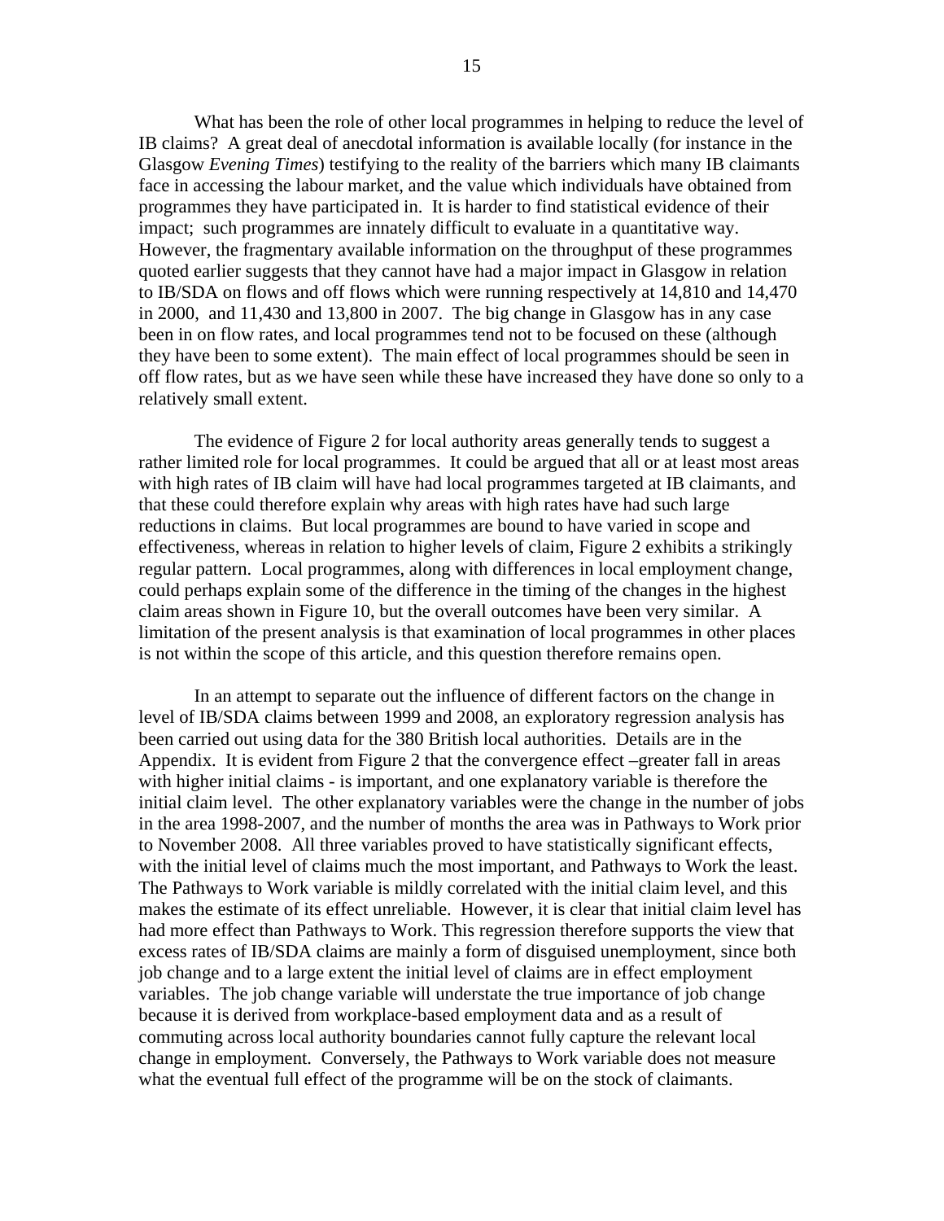What has been the role of other local programmes in helping to reduce the level of IB claims? A great deal of anecdotal information is available locally (for instance in the Glasgow *Evening Times*) testifying to the reality of the barriers which many IB claimants face in accessing the labour market, and the value which individuals have obtained from programmes they have participated in. It is harder to find statistical evidence of their impact; such programmes are innately difficult to evaluate in a quantitative way. However, the fragmentary available information on the throughput of these programmes quoted earlier suggests that they cannot have had a major impact in Glasgow in relation to IB/SDA on flows and off flows which were running respectively at 14,810 and 14,470 in 2000, and 11,430 and 13,800 in 2007. The big change in Glasgow has in any case been in on flow rates, and local programmes tend not to be focused on these (although they have been to some extent). The main effect of local programmes should be seen in off flow rates, but as we have seen while these have increased they have done so only to a relatively small extent.

The evidence of Figure 2 for local authority areas generally tends to suggest a rather limited role for local programmes. It could be argued that all or at least most areas with high rates of IB claim will have had local programmes targeted at IB claimants, and that these could therefore explain why areas with high rates have had such large reductions in claims. But local programmes are bound to have varied in scope and effectiveness, whereas in relation to higher levels of claim, Figure 2 exhibits a strikingly regular pattern. Local programmes, along with differences in local employment change, could perhaps explain some of the difference in the timing of the changes in the highest claim areas shown in Figure 10, but the overall outcomes have been very similar. A limitation of the present analysis is that examination of local programmes in other places is not within the scope of this article, and this question therefore remains open.

In an attempt to separate out the influence of different factors on the change in level of IB/SDA claims between 1999 and 2008, an exploratory regression analysis has been carried out using data for the 380 British local authorities. Details are in the Appendix. It is evident from Figure 2 that the convergence effect –greater fall in areas with higher initial claims - is important, and one explanatory variable is therefore the initial claim level. The other explanatory variables were the change in the number of jobs in the area 1998-2007, and the number of months the area was in Pathways to Work prior to November 2008. All three variables proved to have statistically significant effects, with the initial level of claims much the most important, and Pathways to Work the least. The Pathways to Work variable is mildly correlated with the initial claim level, and this makes the estimate of its effect unreliable. However, it is clear that initial claim level has had more effect than Pathways to Work. This regression therefore supports the view that excess rates of IB/SDA claims are mainly a form of disguised unemployment, since both job change and to a large extent the initial level of claims are in effect employment variables. The job change variable will understate the true importance of job change because it is derived from workplace-based employment data and as a result of commuting across local authority boundaries cannot fully capture the relevant local change in employment. Conversely, the Pathways to Work variable does not measure what the eventual full effect of the programme will be on the stock of claimants.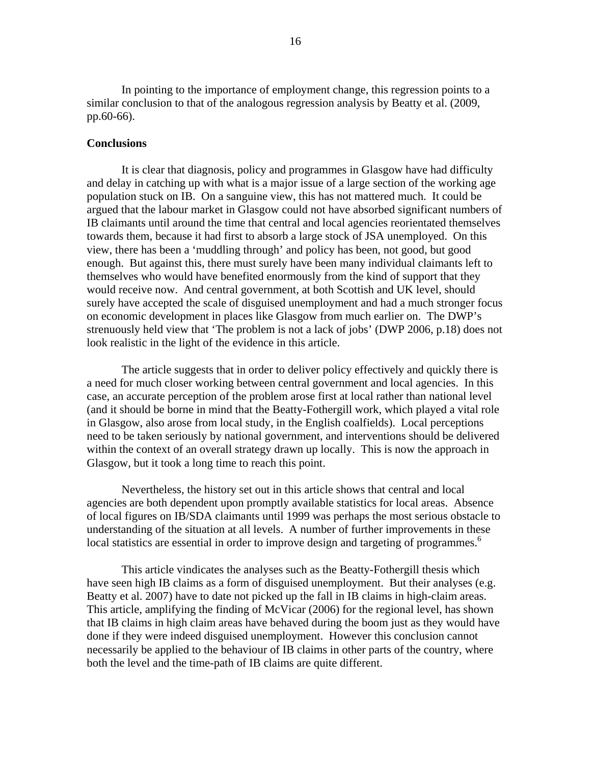In pointing to the importance of employment change, this regression points to a similar conclusion to that of the analogous regression analysis by Beatty et al. (2009, pp.60-66).

**Conclusions**

It is clear that diagnosis, policy and programmes in Glasgow have had difficulty and delay in catching up with what is a major issue of a large section of the working age population stuck on IB. On a sanguine view, this has not mattered much. It could be argued that the labour market in Glasgow could not have absorbed significant numbers of IB claimants until around the time that central and local agencies reorientated themselves towards them, because it had first to absorb a large stock of JSA unemployed. On this view, there has been a 'muddling through' and policy has been, not good, but good enough. But against this, there must surely have been many individual claimants left to themselves who would have benefited enormously from the kind of support that they would receive now. And central government, at both Scottish and UK level, should surely have accepted the scale of disguised unemployment and had a much stronger focus on economic development in places like Glasgow from much earlier on. The DWP's strenuously held view that 'The problem is not a lack of jobs' (DWP 2006, p.18) does not look realistic in the light of the evidence in this article.

The article suggests that in order to deliver policy effectively and quickly there is a need for much closer working between central government and local agencies. In this case, an accurate perception of the problem arose first at local rather than national level (and it should be borne in mind that the Beatty-Fothergill work, which played a vital role in Glasgow, also arose from local study, in the English coalfields). Local perceptions need to be taken seriously by national government, and interventions should be delivered within the context of an overall strategy drawn up locally. This is now the approach in Glasgow, but it took a long time to reach this point.

Nevertheless, the history set out in this article shows that central and local agencies are both dependent upon promptly available statistics for local areas. Absence of local figures on IB/SDA claimants until 1999 was perhaps the most serious obstacle to understanding of the situation at all levels. A number of further improvements in these local statistics are essential in order to improve design and targeting of programmes.[6]

This article vindicates the analyses such as the Beatty-Fothergill thesis which have seen high IB claims as a form of disguised unemployment. But their analyses (e.g. Beatty et al. 2007) have to date not picked up the fall in IB claims in high-claim areas. This article, amplifying the finding of McVicar (2006) for the regional level, has shown that IB claims in high claim areas have behaved during the boom just as they would have done if they were indeed disguised unemployment. However this conclusion cannot necessarily be applied to the behaviour of IB claims in other parts of the country, where both the level and the time-path of IB claims are quite different.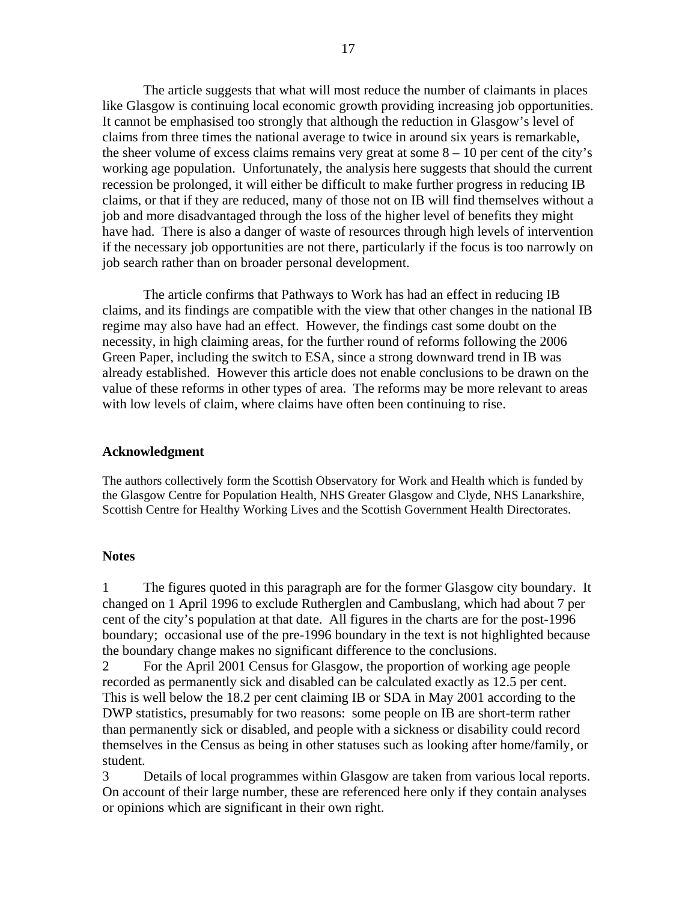The article suggests that what will most reduce the number of claimants in places like Glasgow is continuing local economic growth providing increasing job opportunities. It cannot be emphasised too strongly that although the reduction in Glasgow's level of claims from three times the national average to twice in around six years is remarkable, the sheer volume of excess claims remains very great at some 8 – 10 per cent of the city's working age population. Unfortunately, the analysis here suggests that should the current recession be prolonged, it will either be difficult to make further progress in reducing IB claims, or that if they are reduced, many of those not on IB will find themselves without a job and more disadvantaged through the loss of the higher level of benefits they might have had. There is also a danger of waste of resources through high levels of intervention if the necessary job opportunities are not there, particularly if the focus is too narrowly on job search rather than on broader personal development.

The article confirms that Pathways to Work has had an effect in reducing IB claims, and its findings are compatible with the view that other changes in the national IB regime may also have had an effect. However, the findings cast some doubt on the necessity, in high claiming areas, for the further round of reforms following the 2006 Green Paper, including the switch to ESA, since a strong downward trend in IB was already established. However this article does not enable conclusions to be drawn on the value of these reforms in other types of area. The reforms may be more relevant to areas with low levels of claim, where claims have often been continuing to rise.

## Acknowledgment

The authors collectively form the Scottish Observatory for Work and Health which is funded by the Glasgow Centre for Population Health, NHS Greater Glasgow and Clyde, NHS Lanarkshire, Scottish Centre for Healthy Working Lives and the Scottish Government Health Directorates.

## Notes

1 The figures quoted in this paragraph are for the former Glasgow city boundary. It changed on 1 April 1996 to exclude Rutherglen and Cambuslang, which had about 7 per cent of the city's population at that date. All figures in the charts are for the post-1996 boundary; occasional use of the pre-1996 boundary in the text is not highlighted because the boundary change makes no significant difference to the conclusions.

2 For the April 2001 Census for Glasgow, the proportion of working age people recorded as permanently sick and disabled can be calculated exactly as 12.5 per cent. This is well below the 18.2 per cent claiming IB or SDA in May 2001 according to the DWP statistics, presumably for two reasons: some people on IB are short-term rather than permanently sick or disabled, and people with a sickness or disability could record themselves in the Census as being in other statuses such as looking after home/family, or student.

3 Details of local programmes within Glasgow are taken from various local reports. On account of their large number, these are referenced here only if they contain analyses or opinions which are significant in their own right.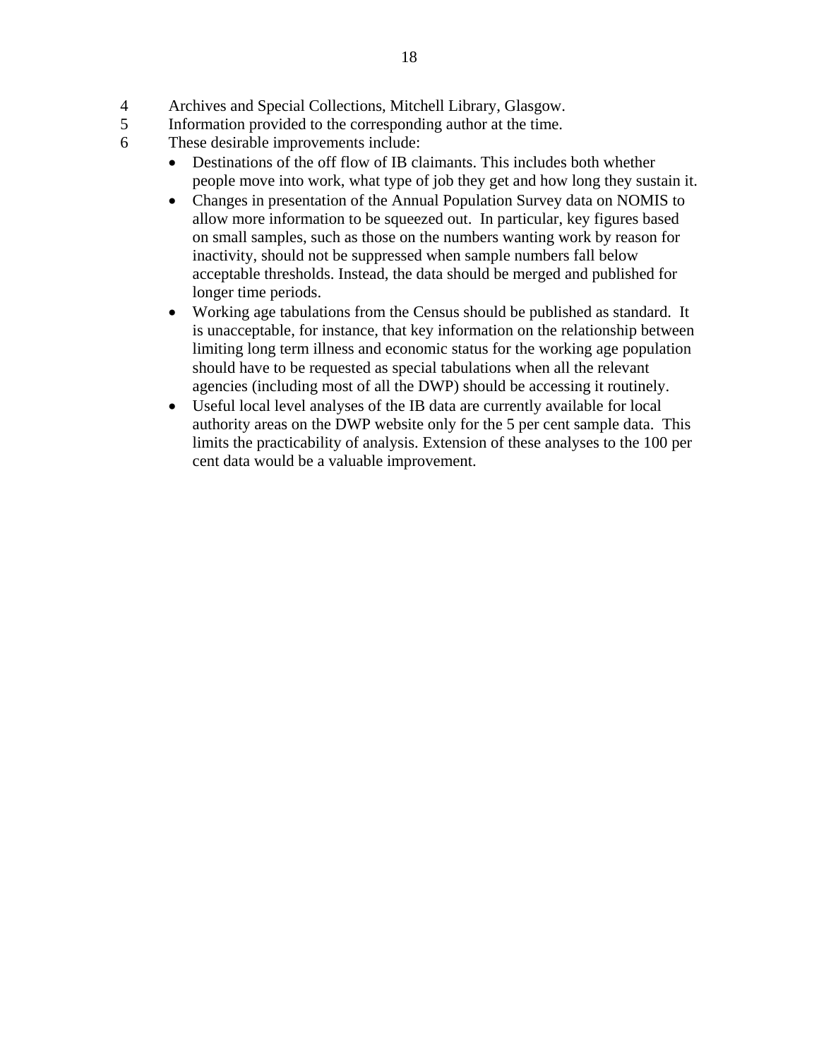4 Archives and Special Collections, Mitchell Library, Glasgow.

5 Information provided to the corresponding author at the time.

6 These desirable improvements include:

- Destinations of the off flow of IB claimants. This includes both whether people move into work, what type of job they get and how long they sustain it.
- Changes in presentation of the Annual Population Survey data on NOMIS to allow more information to be squeezed out. In particular, key figures based on small samples, such as those on the numbers wanting work by reason for inactivity, should not be suppressed when sample numbers fall below acceptable thresholds. Instead, the data should be merged and published for longer time periods.
- Working age tabulations from the Census should be published as standard. It is unacceptable, for instance, that key information on the relationship between limiting long term illness and economic status for the working age population should have to be requested as special tabulations when all the relevant agencies (including most of all the DWP) should be accessing it routinely.
- Useful local level analyses of the IB data are currently available for local authority areas on the DWP website only for the 5 per cent sample data. This limits the practicability of analysis. Extension of these analyses to the 100 per cent data would be a valuable improvement.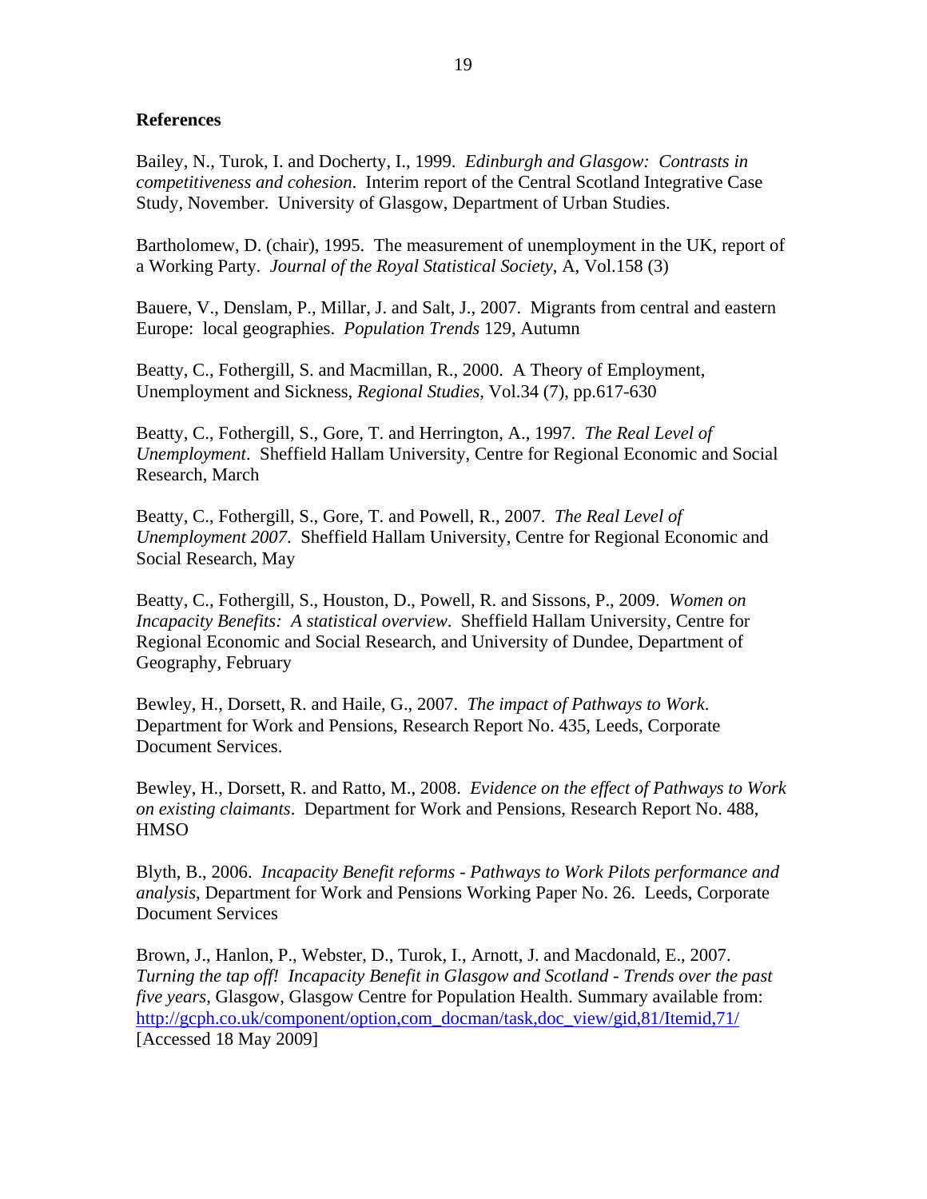**References**

Bailey, N., Turok, I. and Docherty, I., 1999. *Edinburgh and Glasgow: Contrasts in competitiveness and cohesion*. Interim report of the Central Scotland Integrative Case Study, November. University of Glasgow, Department of Urban Studies.

Bartholomew, D. (chair), 1995. The measurement of unemployment in the UK, report of a Working Party. *Journal of the Royal Statistical Society*, A, Vol.158 (3)

Bauere, V., Denslam, P., Millar, J. and Salt, J., 2007. Migrants from central and eastern Europe: local geographies. *Population Trends* 129, Autumn

Beatty, C., Fothergill, S. and Macmillan, R., 2000. A Theory of Employment, Unemployment and Sickness, *Regional Studies*, Vol.34 (7), pp.617-630

Beatty, C., Fothergill, S., Gore, T. and Herrington, A., 1997. *The Real Level of Unemployment*. Sheffield Hallam University, Centre for Regional Economic and Social Research, March

Beatty, C., Fothergill, S., Gore, T. and Powell, R., 2007. *The Real Level of Unemployment 2007*. Sheffield Hallam University, Centre for Regional Economic and Social Research, May

Beatty, C., Fothergill, S., Houston, D., Powell, R. and Sissons, P., 2009. *Women on Incapacity Benefits: A statistical overview*. Sheffield Hallam University, Centre for Regional Economic and Social Research, and University of Dundee, Department of Geography, February

Bewley, H., Dorsett, R. and Haile, G., 2007. *The impact of Pathways to Work.* Department for Work and Pensions, Research Report No. 435, Leeds, Corporate Document Services.

Bewley, H., Dorsett, R. and Ratto, M., 2008. *Evidence on the effect of Pathways to Work on existing claimants*. Department for Work and Pensions, Research Report No. 488, HMSO

Blyth, B., 2006. *Incapacity Benefit reforms - Pathways to Work Pilots performance and analysis*, Department for Work and Pensions Working Paper No. 26. Leeds, Corporate Document Services

Brown, J., Hanlon, P., Webster, D., Turok, I., Arnott, J. and Macdonald, E., 2007. *Turning the tap off! Incapacity Benefit in Glasgow and Scotland - Trends over the past five years*, Glasgow, Glasgow Centre for Population Health. Summary available from: http://gcph.co.uk/component/option,com_docman/task,doc_view/gid,81/Itemid,71/ [Accessed 18 May 2009]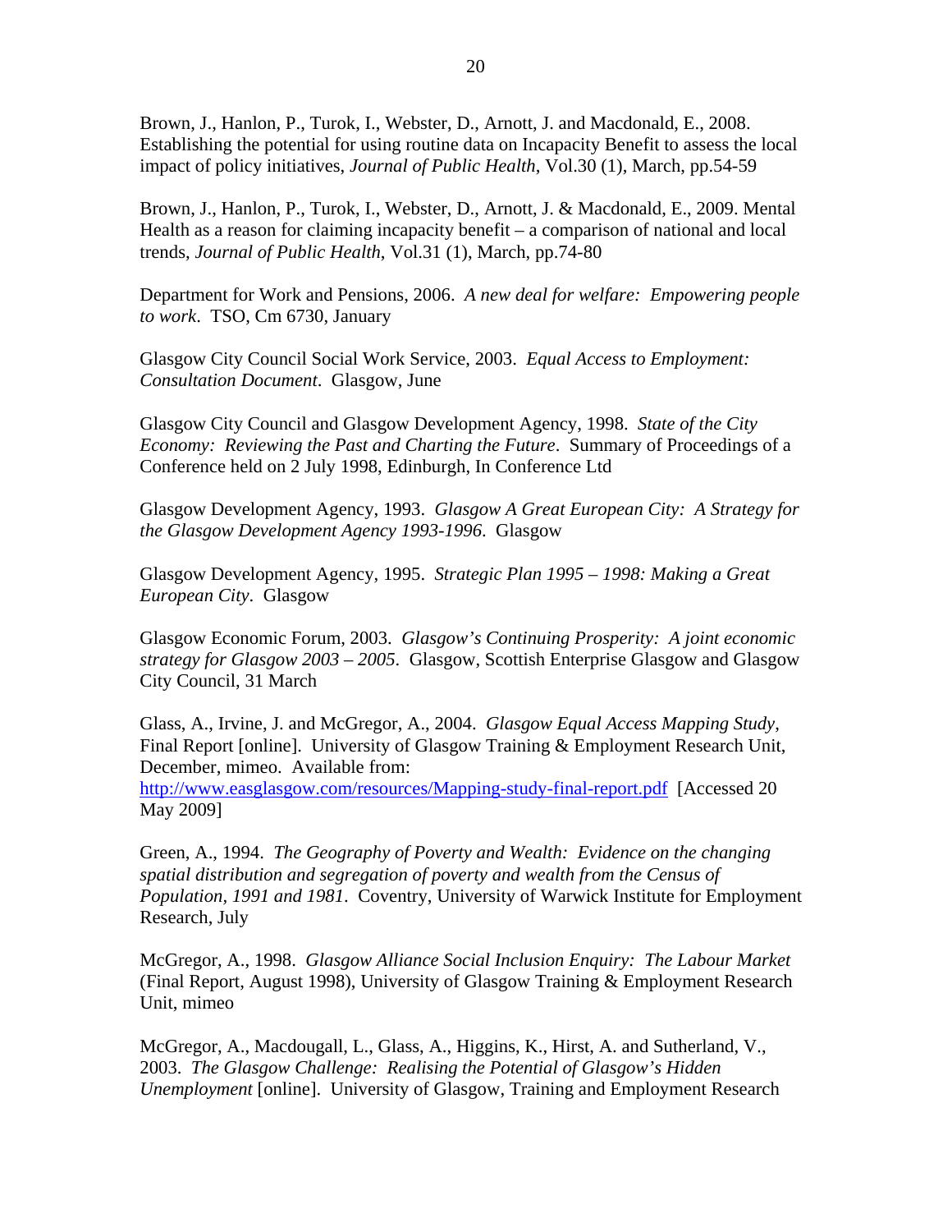Brown, J., Hanlon, P., Turok, I., Webster, D., Arnott, J. and Macdonald, E., 2008. Establishing the potential for using routine data on Incapacity Benefit to assess the local impact of policy initiatives, *Journal of Public Health*, Vol.30 (1), March, pp.54-59

Brown, J., Hanlon, P., Turok, I., Webster, D., Arnott, J. & Macdonald, E., 2009. Mental Health as a reason for claiming incapacity benefit – a comparison of national and local trends, *Journal of Public Health*, Vol.31 (1), March, pp.74-80

Department for Work and Pensions, 2006. *A new deal for welfare: Empowering people to work*. TSO, Cm 6730, January

Glasgow City Council Social Work Service, 2003. *Equal Access to Employment: Consultation Document*. Glasgow, June

Glasgow City Council and Glasgow Development Agency, 1998. *State of the City Economy: Reviewing the Past and Charting the Future*. Summary of Proceedings of a Conference held on 2 July 1998, Edinburgh, In Conference Ltd

Glasgow Development Agency, 1993. *Glasgow A Great European City: A Strategy for the Glasgow Development Agency 1993-1996*. Glasgow

Glasgow Development Agency, 1995. *Strategic Plan 1995 – 1998: Making a Great European City*. Glasgow

Glasgow Economic Forum, 2003. *Glasgow's Continuing Prosperity: A joint economic strategy for Glasgow 2003 – 2005*. Glasgow, Scottish Enterprise Glasgow and Glasgow City Council, 31 March

Glass, A., Irvine, J. and McGregor, A., 2004. *Glasgow Equal Access Mapping Study*, Final Report [online]. University of Glasgow Training & Employment Research Unit, December, mimeo. Available from: http://www.easglasgow.com/resources/Mapping-study-final-report.pdf [Accessed 20 May 2009]

Green, A., 1994. *The Geography of Poverty and Wealth: Evidence on the changing spatial distribution and segregation of poverty and wealth from the Census of Population, 1991 and 1981*. Coventry, University of Warwick Institute for Employment Research, July

McGregor, A., 1998. *Glasgow Alliance Social Inclusion Enquiry: The Labour Market* (Final Report, August 1998), University of Glasgow Training & Employment Research Unit, mimeo

McGregor, A., Macdougall, L., Glass, A., Higgins, K., Hirst, A. and Sutherland, V., 2003. *The Glasgow Challenge: Realising the Potential of Glasgow's Hidden Unemployment* [online]. University of Glasgow, Training and Employment Research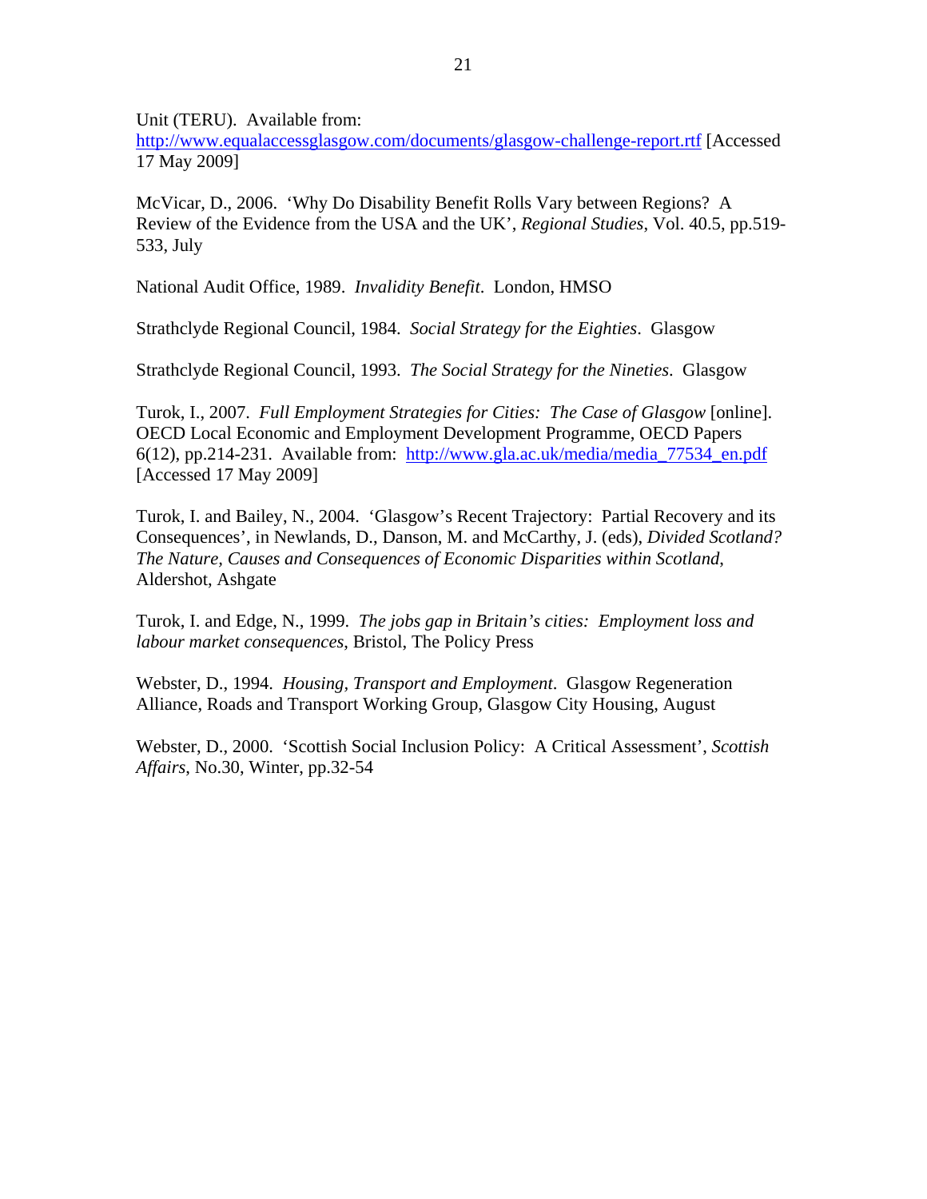Unit (TERU). Available from: http://www.equalaccessglasgow.com/documents/glasgow-challenge-report.rtf [Accessed 17 May 2009]

McVicar, D., 2006. 'Why Do Disability Benefit Rolls Vary between Regions? A Review of the Evidence from the USA and the UK', *Regional Studies*, Vol. 40.5, pp.519-533, July

National Audit Office, 1989. *Invalidity Benefit*. London, HMSO

Strathclyde Regional Council, 1984. *Social Strategy for the Eighties*. Glasgow

Strathclyde Regional Council, 1993. *The Social Strategy for the Nineties*. Glasgow

Turok, I., 2007. *Full Employment Strategies for Cities: The Case of Glasgow* [online]. OECD Local Economic and Employment Development Programme, OECD Papers 6(12), pp.214-231. Available from: http://www.gla.ac.uk/media/media_77534_en.pdf [Accessed 17 May 2009]

Turok, I. and Bailey, N., 2004. 'Glasgow's Recent Trajectory: Partial Recovery and its Consequences', in Newlands, D., Danson, M. and McCarthy, J. (eds), *Divided Scotland? The Nature, Causes and Consequences of Economic Disparities within Scotland*, Aldershot, Ashgate

Turok, I. and Edge, N., 1999. *The jobs gap in Britain's cities: Employment loss and labour market consequences*, Bristol, The Policy Press

Webster, D., 1994. *Housing, Transport and Employment*. Glasgow Regeneration Alliance, Roads and Transport Working Group, Glasgow City Housing, August

Webster, D., 2000. 'Scottish Social Inclusion Policy: A Critical Assessment', *Scottish Affairs*, No.30, Winter, pp.32-54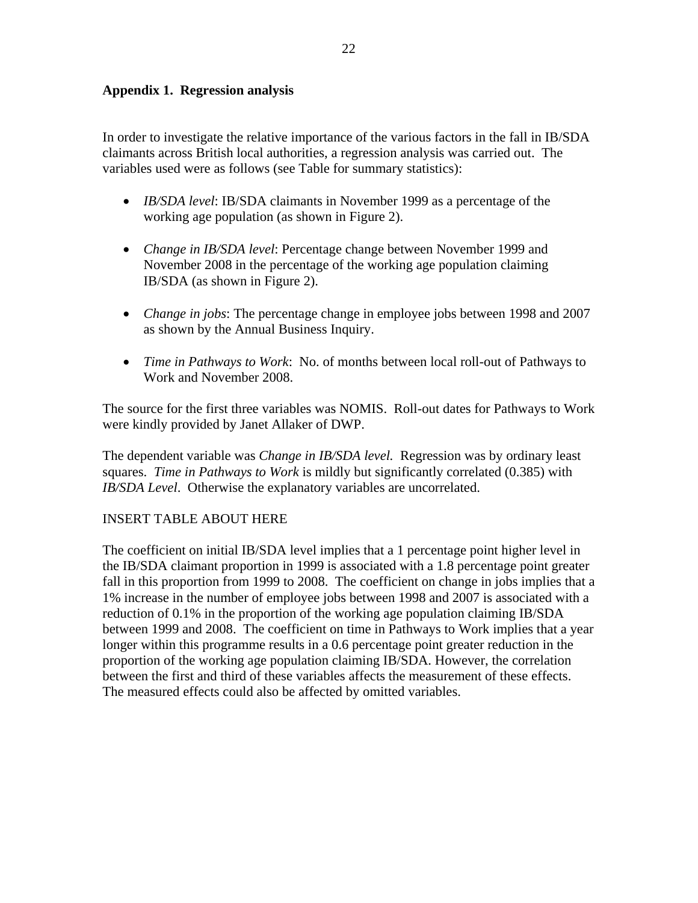### Appendix 1. Regression analysis

In order to investigate the relative importance of the various factors in the fall in IB/SDA claimants across British local authorities, a regression analysis was carried out. The variables used were as follows (see Table for summary statistics):

- *IB/SDA level*: IB/SDA claimants in November 1999 as a percentage of the working age population (as shown in Figure 2).
- *Change in IB/SDA level*: Percentage change between November 1999 and November 2008 in the percentage of the working age population claiming IB/SDA (as shown in Figure 2).
- *Change in jobs*: The percentage change in employee jobs between 1998 and 2007 as shown by the Annual Business Inquiry.
- *Time in Pathways to Work*: No. of months between local roll-out of Pathways to Work and November 2008.

The source for the first three variables was NOMIS. Roll-out dates for Pathways to Work were kindly provided by Janet Allaker of DWP.

The dependent variable was *Change in IB/SDA level.* Regression was by ordinary least squares. *Time in Pathways to Work* is mildly but significantly correlated (0.385) with *IB/SDA Level*. Otherwise the explanatory variables are uncorrelated.

INSERT TABLE ABOUT HERE

The coefficient on initial IB/SDA level implies that a 1 percentage point higher level in the IB/SDA claimant proportion in 1999 is associated with a 1.8 percentage point greater fall in this proportion from 1999 to 2008. The coefficient on change in jobs implies that a 1% increase in the number of employee jobs between 1998 and 2007 is associated with a reduction of 0.1% in the proportion of the working age population claiming IB/SDA between 1999 and 2008. The coefficient on time in Pathways to Work implies that a year longer within this programme results in a 0.6 percentage point greater reduction in the proportion of the working age population claiming IB/SDA. However, the correlation between the first and third of these variables affects the measurement of these effects. The measured effects could also be affected by omitted variables.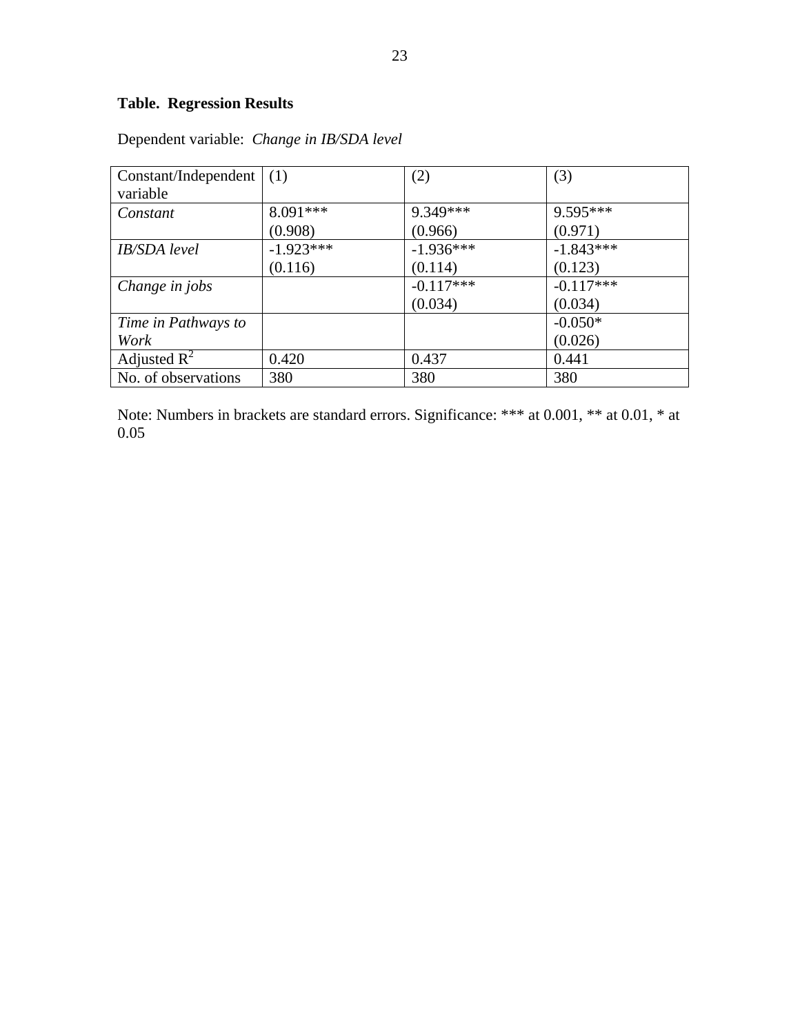**Table. Regression Results**

Dependent variable: *Change in IB/SDA level*

| Constant/Independent variable | (1) | (2) | (3) |
| --- | --- | --- | --- |
| *Constant* | 8.091***<br>(0.908) | 9.349***<br>(0.966) | 9.595***<br>(0.971) |
| *IB/SDA level* | -1.923***<br>(0.116) | -1.936***<br>(0.114) | -1.843***<br>(0.123) |
| *Change in jobs* | | -0.117***<br>(0.034) | -0.117***<br>(0.034) |
| *Time in Pathways to Work* | | | -0.050*<br>(0.026) |
| Adjusted $R^2$ | 0.420 | 0.437 | 0.441 |
| No. of observations | 380 | 380 | 380 |

Note: Numbers in brackets are standard errors. Significance: *** at 0.001, ** at 0.01, * at 0.05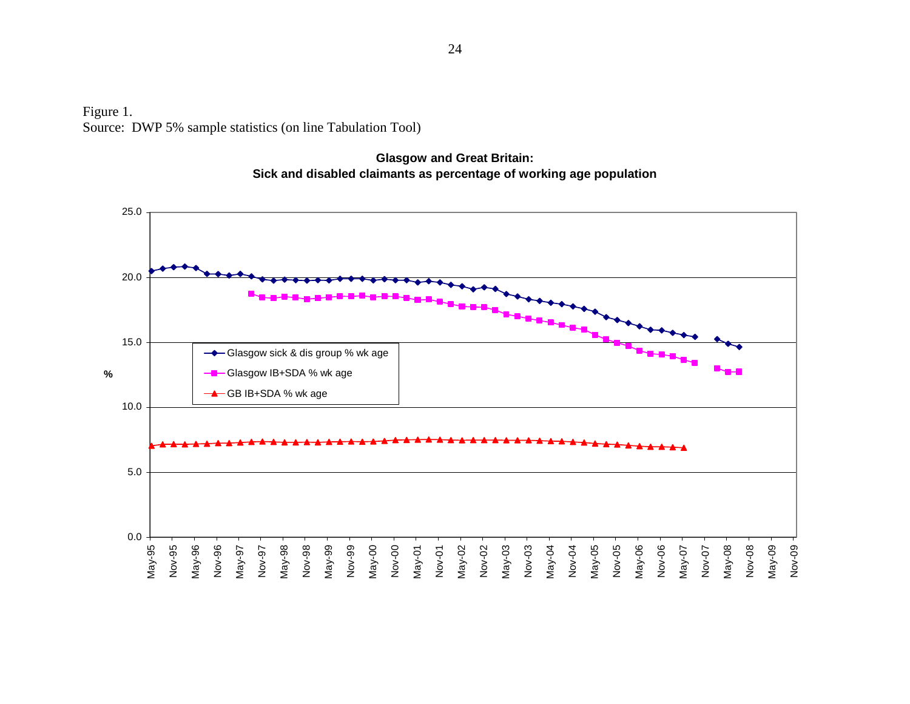Figure 1.
Source: DWP 5% sample statistics (on line Tabulation Tool)

**Glasgow and Great Britain:**
**Sick and disabled claimants as percentage of working age population**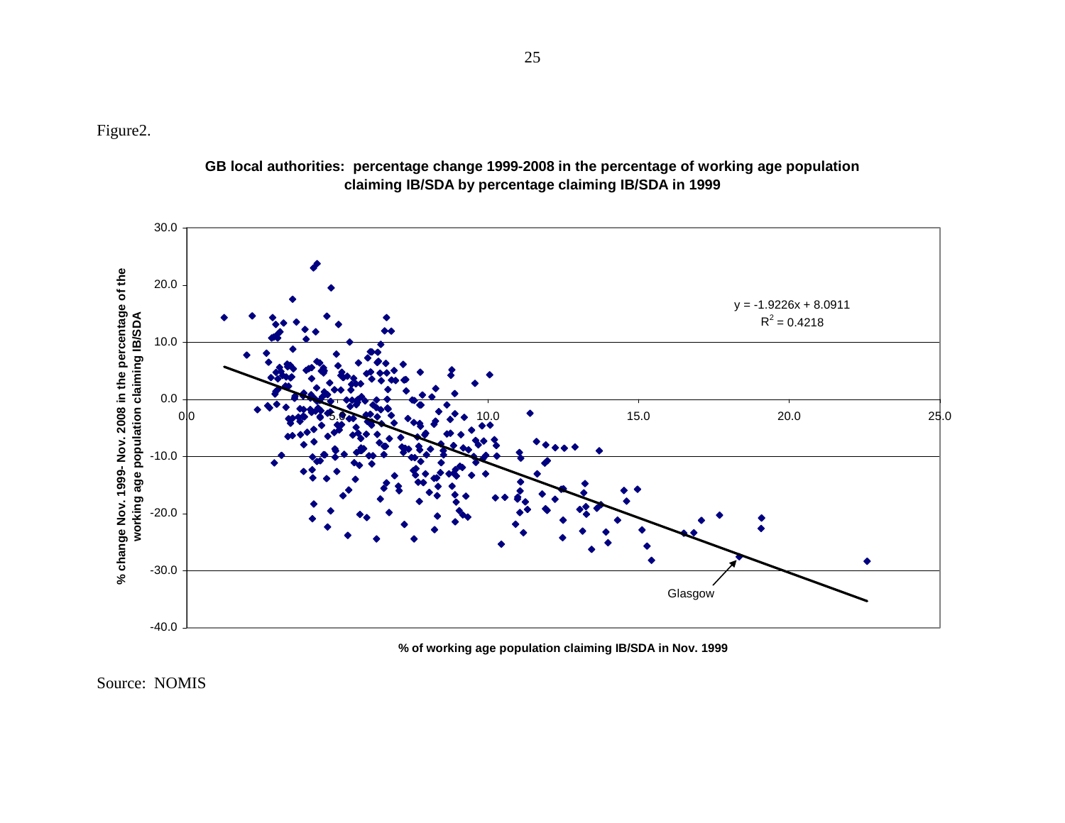Figure2.

**GB local authorities: percentage change 1999-2008 in the percentage of working age population claiming IB/SDA by percentage claiming IB/SDA in 1999**

$y = -1.9226x + 8.0911$

$R^2 = 0.4218$

Glasgow

% change Nov. 1999- Nov. 2008 in the percentage of the working age population claiming IB/SDA

% of working age population claiming IB/SDA in Nov. 1999

Source: NOMIS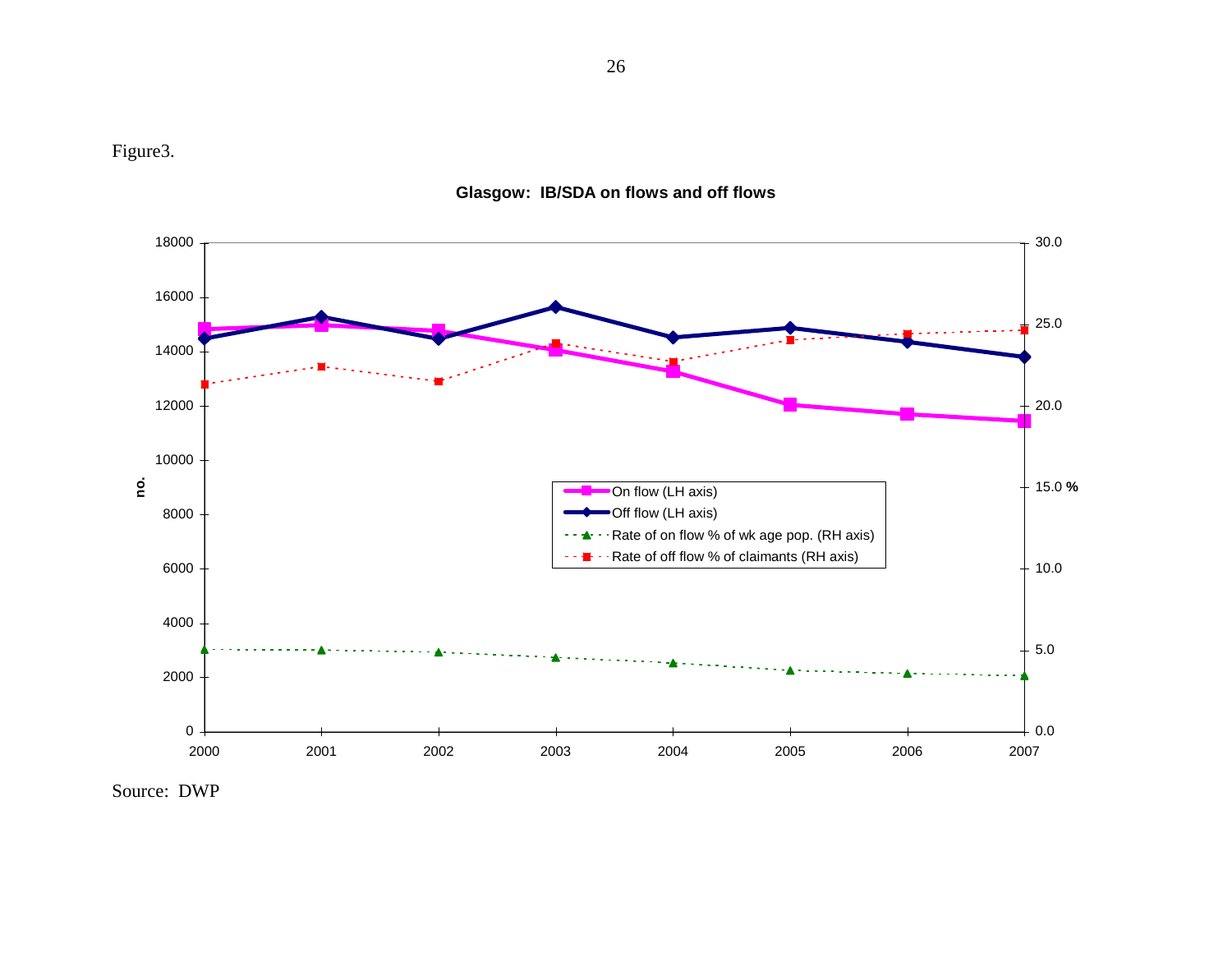Figure3.

**Glasgow: IB/SDA on flows and off flows**

Source: DWP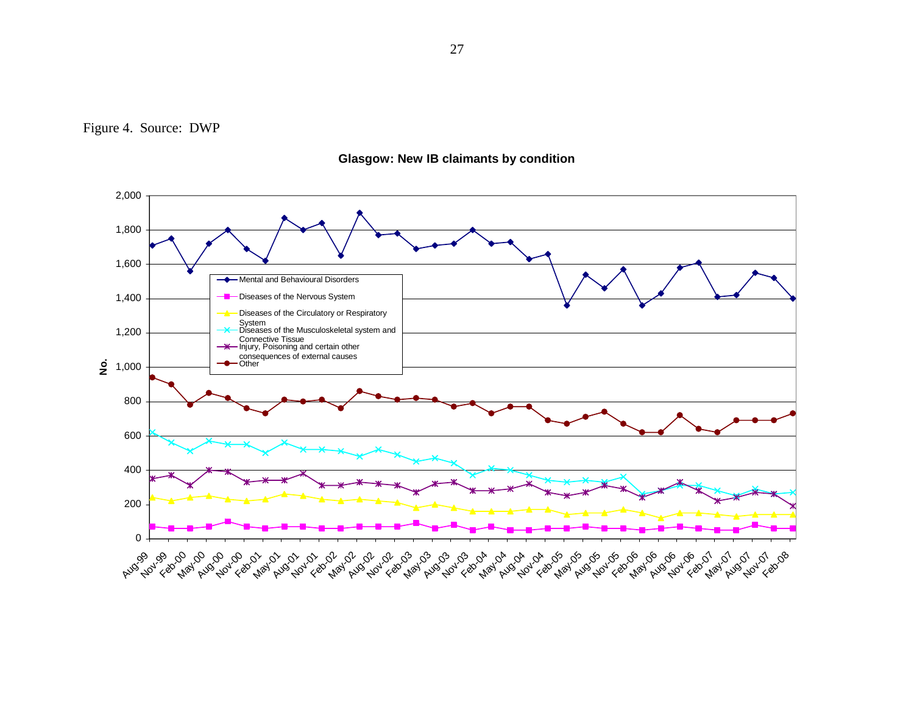Figure 4. Source: DWP

**Glasgow: New IB claimants by condition**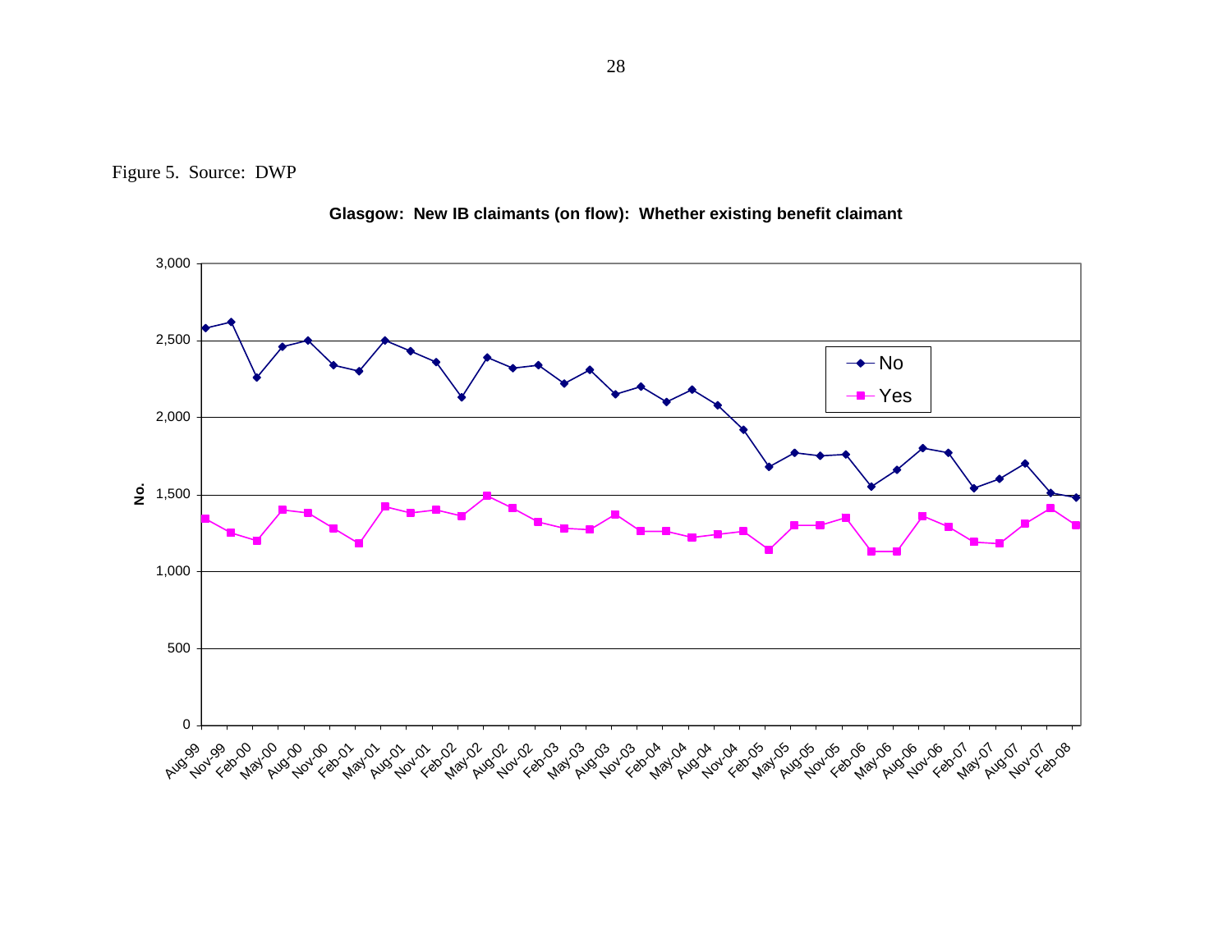Figure 5. Source: DWP

**Glasgow: New IB claimants (on flow): Whether existing benefit claimant**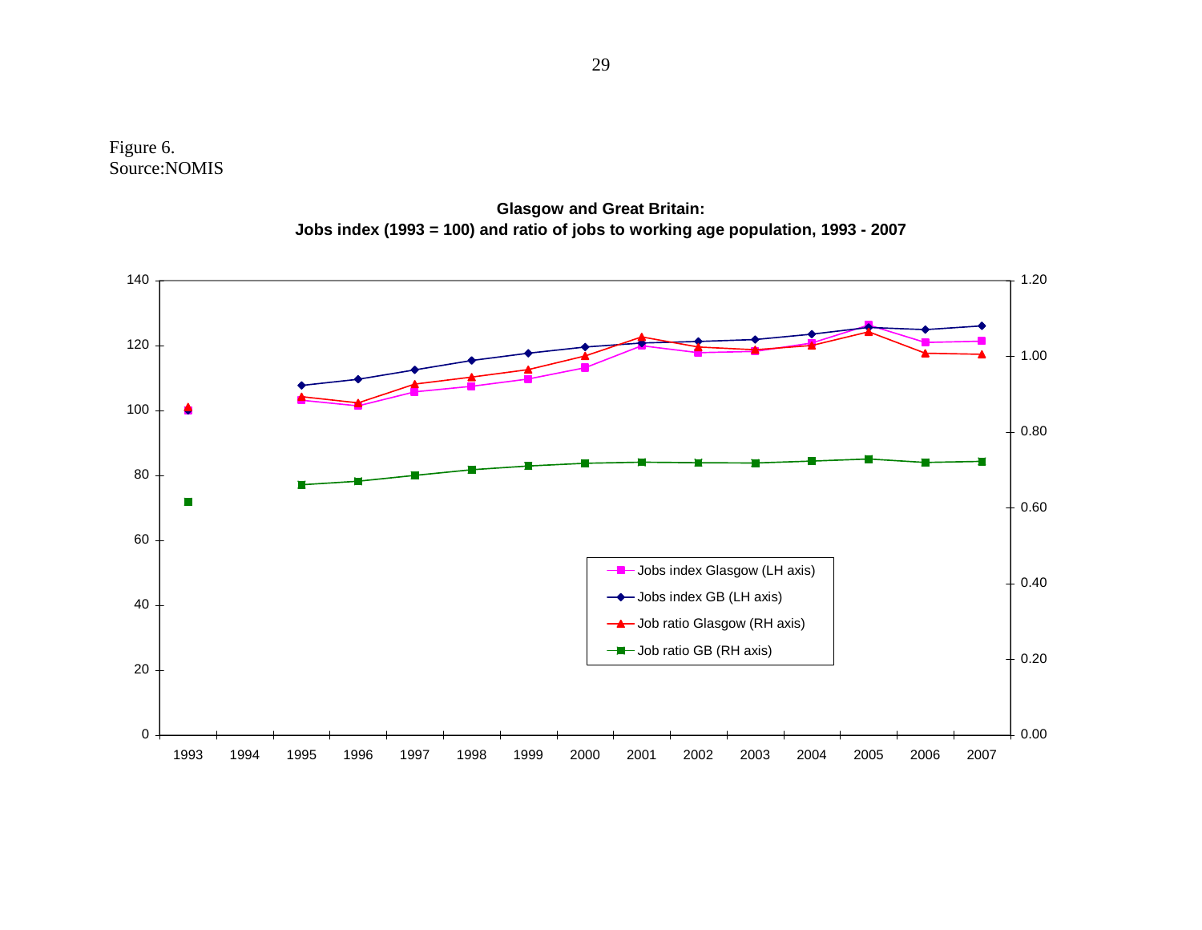Figure 6.
Source:NOMIS

**Glasgow and Great Britain:**
**Jobs index (1993 = 100) and ratio of jobs to working age population, 1993 - 2007**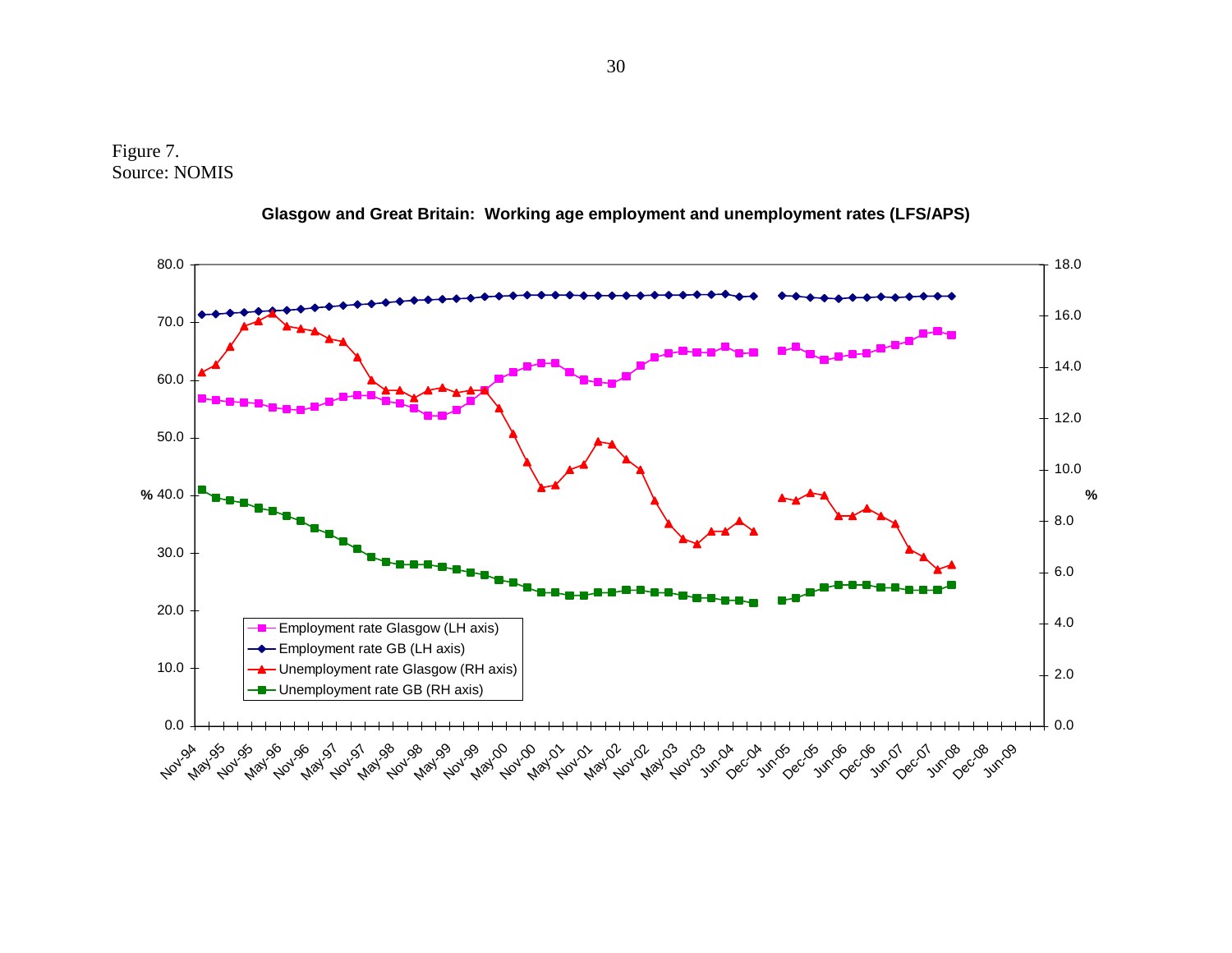Figure 7.
Source: NOMIS

**Glasgow and Great Britain: Working age employment and unemployment rates (LFS/APS)**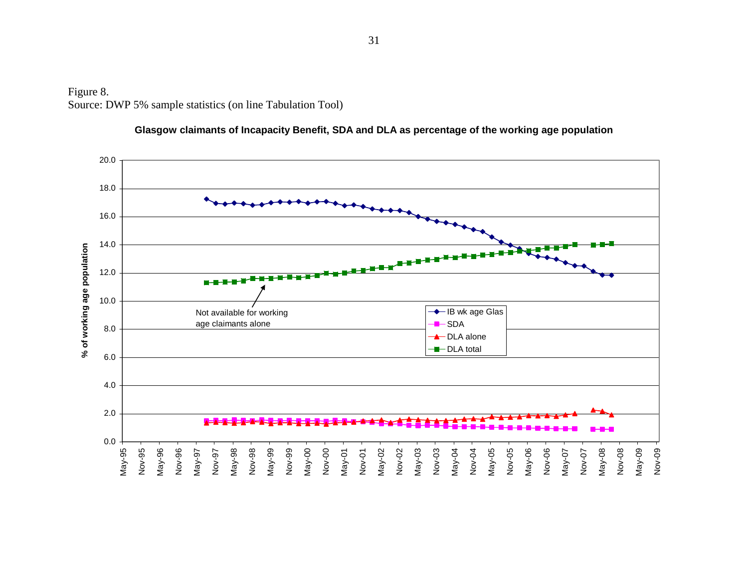Figure 8.
Source: DWP 5% sample statistics (on line Tabulation Tool)

**Glasgow claimants of Incapacity Benefit, SDA and DLA as percentage of the working age population**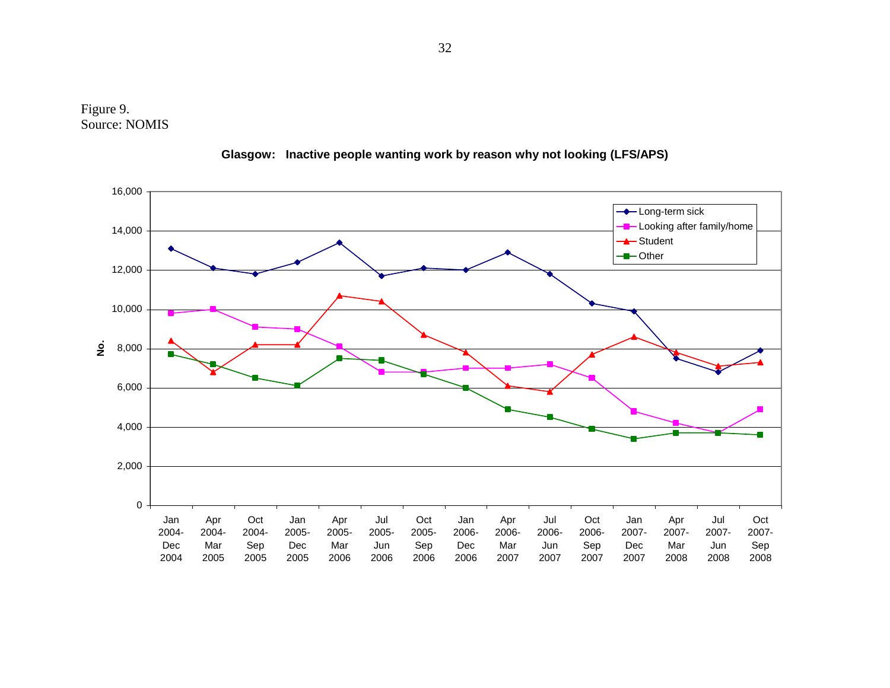Figure 9.
Source: NOMIS

**Glasgow: Inactive people wanting work by reason why not looking (LFS/APS)**

| Period | Long-term sick | Looking after family/home | Student | Other |
|---|---|---|---|---|
| Jan 2004-Dec 2004 | 13,100 | 9,800 | 8,400 | 7,700 |
| Apr 2004-Mar 2005 | 12,100 | 10,000 | 6,800 | 7,200 |
| Oct 2004-Sep 2005 | 11,800 | 9,100 | 8,200 | 6,500 |
| Jan 2005-Dec 2005 | 12,400 | 9,000 | 8,200 | 6,100 |
| Apr 2005-Mar 2006 | 13,400 | 8,100 | 10,700 | 7,500 |
| Jul 2005-Jun 2006 | 11,700 | 6,800 | 10,400 | 7,400 |
| Oct 2005-Sep 2006 | 12,100 | 6,800 | 8,700 | 6,700 |
| Jan 2006-Dec 2006 | 12,000 | 7,000 | 7,800 | 6,000 |
| Apr 2006-Mar 2007 | 12,900 | 7,000 | 6,100 | 4,900 |
| Jul 2006-Jun 2007 | 11,800 | 7,200 | 5,800 | 4,500 |
| Oct 2006-Sep 2007 | 10,300 | 6,500 | 7,700 | 3,900 |
| Jan 2007-Dec 2007 | 9,900 | 4,800 | 8,600 | 3,400 |
| Apr 2007-Mar 2008 | 7,500 | 4,200 | 7,800 | 3,700 |
| Jul 2007-Jun 2008 | 6,800 | 3,700 | 7,100 | 3,700 |
| Oct 2007-Sep 2008 | 7,900 | 4,900 | 7,300 | 3,600 |

*Values read approximately from line chart (y-axis: No., 0–16,000).*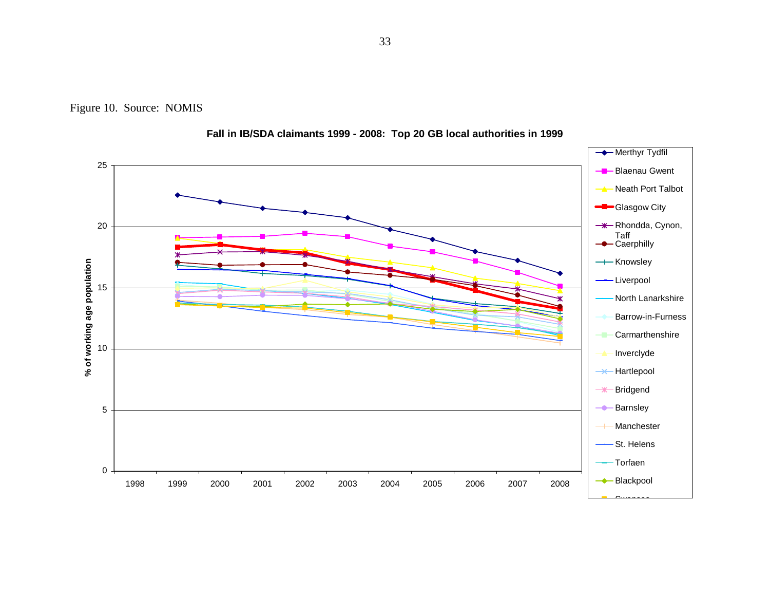Figure 10. Source: NOMIS

**Fall in IB/SDA claimants 1999 - 2008: Top 20 GB local authorities in 1999**

% of working age population

25
20
15
10
5
0

1998 1999 2000 2001 2002 2003 2004 2005 2006 2007 2008

Merthyr Tydfil
Blaenau Gwent
Neath Port Talbot
Glasgow City
Rhondda, Cynon, Taff
Caerphilly
Knowsley
Liverpool
North Lanarkshire
Barrow-in-Furness
Carmarthenshire
Inverclyde
Hartlepool
Bridgend
Barnsley
Manchester
St. Helens
Torfaen
Blackpool
Swansea